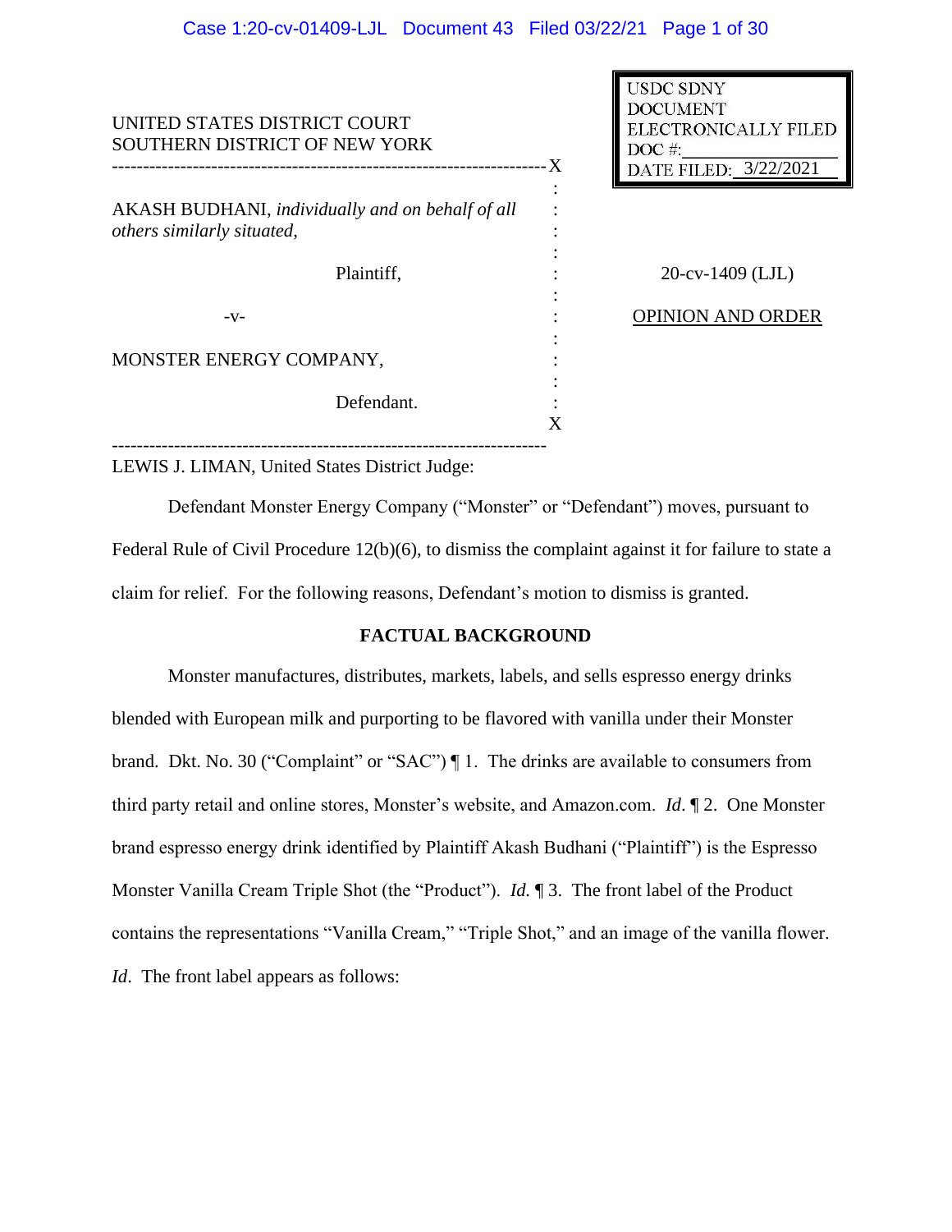UNITED STATES DISTRICT COURT
SOUTHERN DISTRICT OF NEW YORK

AKASH BUDHANI, *individually and on behalf of all others similarly situated*,

Plaintiff,

-v-

MONSTER ENERGY COMPANY,

Defendant.

USDC SDNY
DOCUMENT
ELECTRONICALLY FILED
DOC #:
DATE FILED: 3/22/2021

20-cv-1409 (LJL)

OPINION AND ORDER

LEWIS J. LIMAN, United States District Judge:

Defendant Monster Energy Company ("Monster" or "Defendant") moves, pursuant to Federal Rule of Civil Procedure 12(b)(6), to dismiss the complaint against it for failure to state a claim for relief. For the following reasons, Defendant's motion to dismiss is granted.

**FACTUAL BACKGROUND**

Monster manufactures, distributes, markets, labels, and sells espresso energy drinks blended with European milk and purporting to be flavored with vanilla under their Monster brand. Dkt. No. 30 ("Complaint" or "SAC") ¶ 1. The drinks are available to consumers from third party retail and online stores, Monster's website, and Amazon.com. *Id.* ¶ 2. One Monster brand espresso energy drink identified by Plaintiff Akash Budhani ("Plaintiff") is the Espresso Monster Vanilla Cream Triple Shot (the "Product"). *Id.* ¶ 3. The front label of the Product contains the representations "Vanilla Cream," "Triple Shot," and an image of the vanilla flower. *Id*. The front label appears as follows: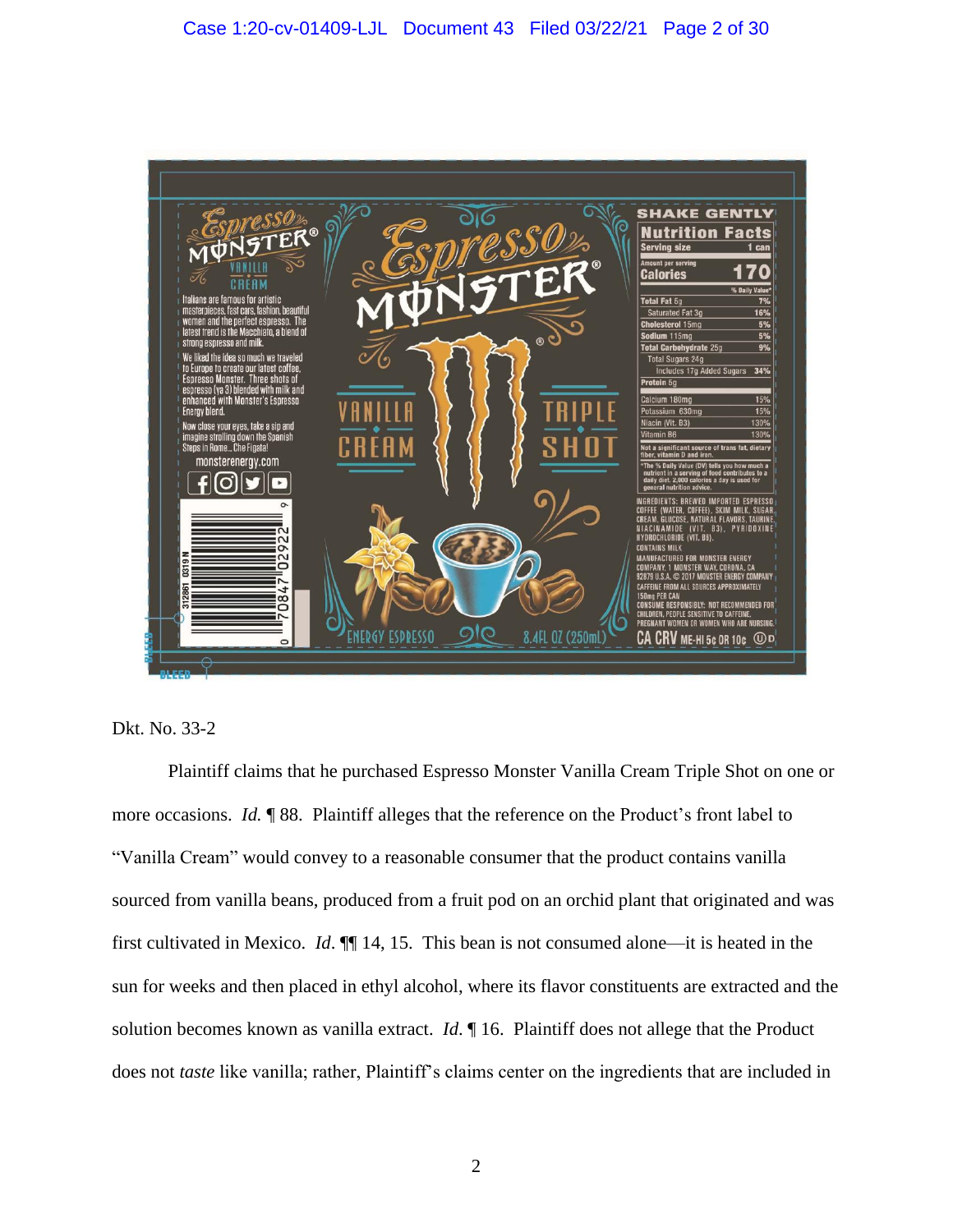Dkt. No. 33-2

Plaintiff claims that he purchased Espresso Monster Vanilla Cream Triple Shot on one or more occasions. *Id.* ¶ 88. Plaintiff alleges that the reference on the Product's front label to "Vanilla Cream" would convey to a reasonable consumer that the product contains vanilla sourced from vanilla beans, produced from a fruit pod on an orchid plant that originated and was first cultivated in Mexico. *Id.* ¶¶ 14, 15. This bean is not consumed alone—it is heated in the sun for weeks and then placed in ethyl alcohol, where its flavor constituents are extracted and the solution becomes known as vanilla extract. *Id.* ¶ 16. Plaintiff does not allege that the Product does not *taste* like vanilla; rather, Plaintiff's claims center on the ingredients that are included in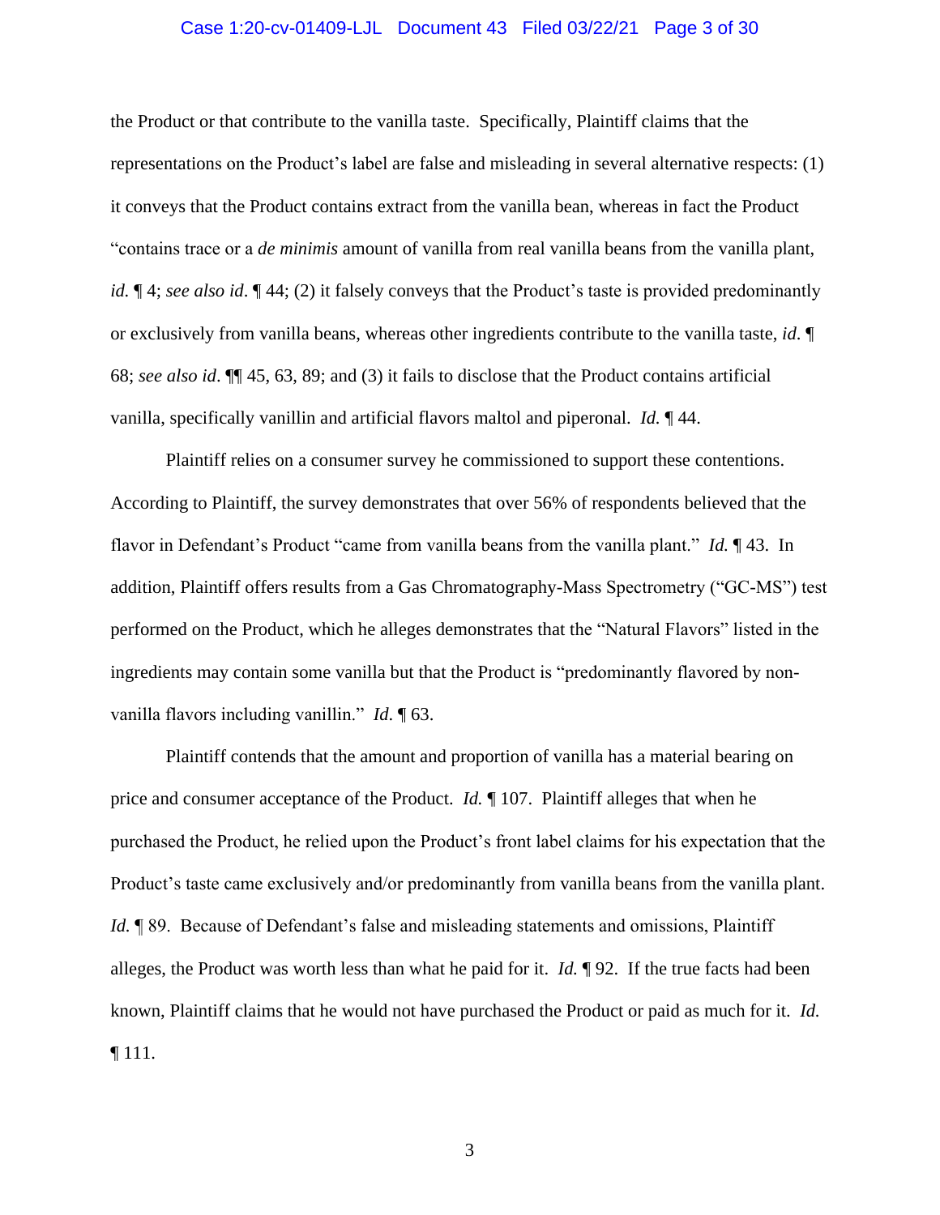the Product or that contribute to the vanilla taste. Specifically, Plaintiff claims that the representations on the Product's label are false and misleading in several alternative respects: (1) it conveys that the Product contains extract from the vanilla bean, whereas in fact the Product "contains trace or a *de minimis* amount of vanilla from real vanilla beans from the vanilla plant, *id.* ¶ 4; *see also id*. ¶ 44; (2) it falsely conveys that the Product's taste is provided predominantly or exclusively from vanilla beans, whereas other ingredients contribute to the vanilla taste, *id.* ¶ 68; *see also id*. ¶¶ 45, 63, 89; and (3) it fails to disclose that the Product contains artificial vanilla, specifically vanillin and artificial flavors maltol and piperonal. *Id.* ¶ 44.

Plaintiff relies on a consumer survey he commissioned to support these contentions. According to Plaintiff, the survey demonstrates that over 56% of respondents believed that the flavor in Defendant's Product "came from vanilla beans from the vanilla plant." *Id.* ¶ 43. In addition, Plaintiff offers results from a Gas Chromatography-Mass Spectrometry ("GC-MS") test performed on the Product, which he alleges demonstrates that the "Natural Flavors" listed in the ingredients may contain some vanilla but that the Product is "predominantly flavored by non-vanilla flavors including vanillin." *Id.* ¶ 63.

Plaintiff contends that the amount and proportion of vanilla has a material bearing on price and consumer acceptance of the Product. *Id.* ¶ 107. Plaintiff alleges that when he purchased the Product, he relied upon the Product's front label claims for his expectation that the Product's taste came exclusively and/or predominantly from vanilla beans from the vanilla plant. *Id.* ¶ 89. Because of Defendant's false and misleading statements and omissions, Plaintiff alleges, the Product was worth less than what he paid for it. *Id.* ¶ 92. If the true facts had been known, Plaintiff claims that he would not have purchased the Product or paid as much for it. *Id.* ¶ 111.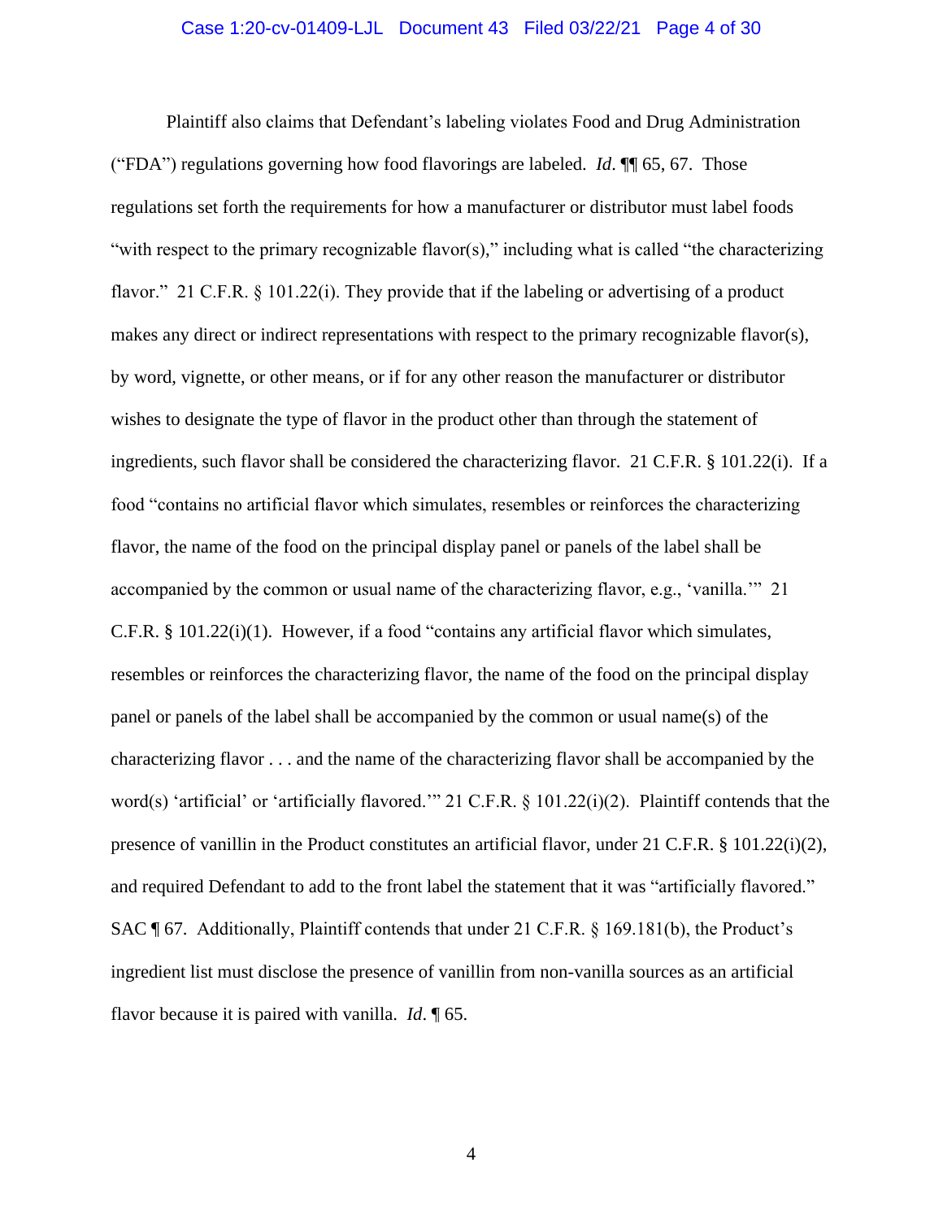Plaintiff also claims that Defendant's labeling violates Food and Drug Administration ("FDA") regulations governing how food flavorings are labeled. *Id*. ¶¶ 65, 67. Those regulations set forth the requirements for how a manufacturer or distributor must label foods "with respect to the primary recognizable flavor(s)," including what is called "the characterizing flavor." 21 C.F.R. § 101.22(i). They provide that if the labeling or advertising of a product makes any direct or indirect representations with respect to the primary recognizable flavor(s), by word, vignette, or other means, or if for any other reason the manufacturer or distributor wishes to designate the type of flavor in the product other than through the statement of ingredients, such flavor shall be considered the characterizing flavor. 21 C.F.R. § 101.22(i). If a food "contains no artificial flavor which simulates, resembles or reinforces the characterizing flavor, the name of the food on the principal display panel or panels of the label shall be accompanied by the common or usual name of the characterizing flavor, e.g., 'vanilla.'" 21 C.F.R. § 101.22(i)(1). However, if a food "contains any artificial flavor which simulates, resembles or reinforces the characterizing flavor, the name of the food on the principal display panel or panels of the label shall be accompanied by the common or usual name(s) of the characterizing flavor . . . and the name of the characterizing flavor shall be accompanied by the word(s) 'artificial' or 'artificially flavored.'" 21 C.F.R. § 101.22(i)(2). Plaintiff contends that the presence of vanillin in the Product constitutes an artificial flavor, under 21 C.F.R. § 101.22(i)(2), and required Defendant to add to the front label the statement that it was "artificially flavored." SAC ¶ 67. Additionally, Plaintiff contends that under 21 C.F.R. § 169.181(b), the Product's ingredient list must disclose the presence of vanillin from non-vanilla sources as an artificial flavor because it is paired with vanilla. *Id*. ¶ 65.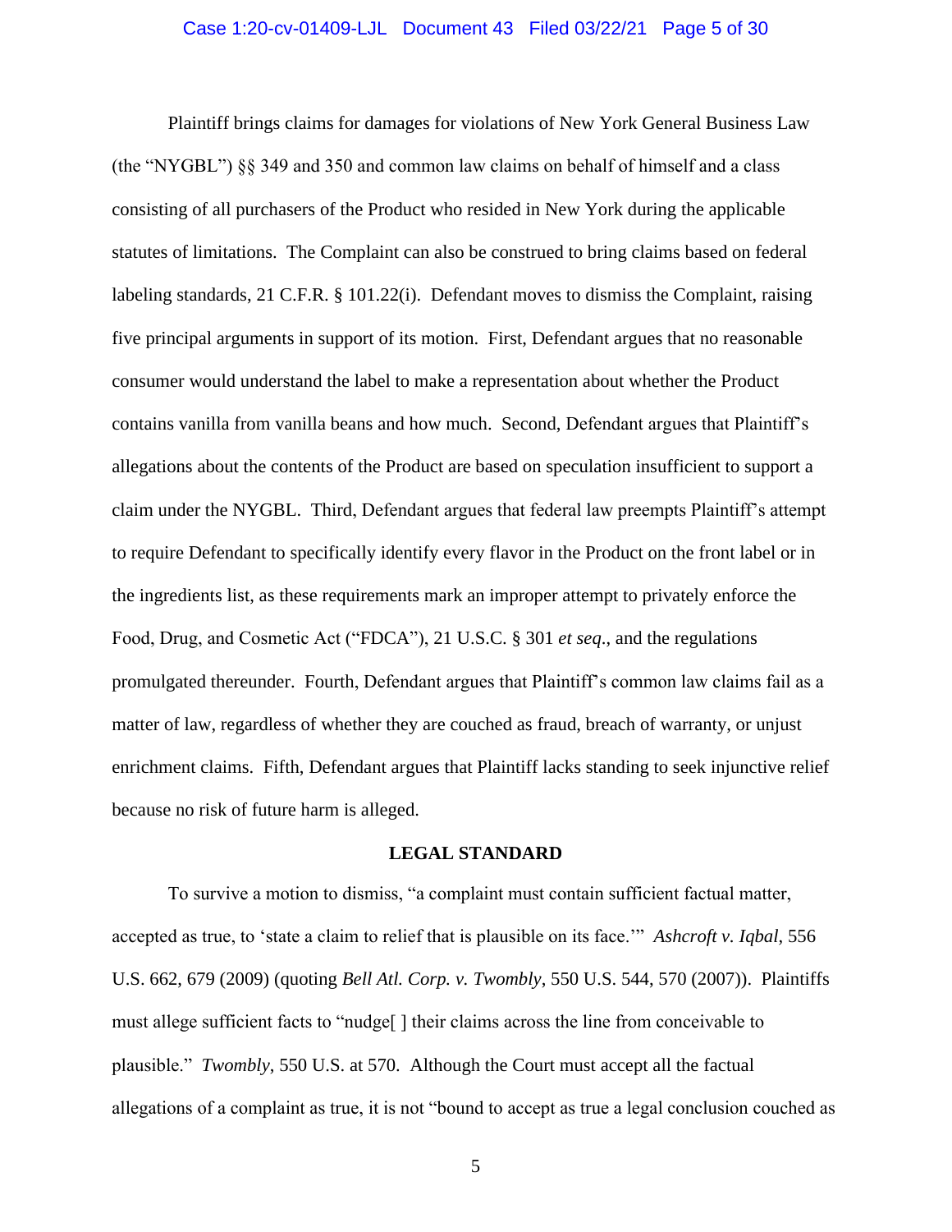Plaintiff brings claims for damages for violations of New York General Business Law (the "NYGBL") §§ 349 and 350 and common law claims on behalf of himself and a class consisting of all purchasers of the Product who resided in New York during the applicable statutes of limitations. The Complaint can also be construed to bring claims based on federal labeling standards, 21 C.F.R. § 101.22(i). Defendant moves to dismiss the Complaint, raising five principal arguments in support of its motion. First, Defendant argues that no reasonable consumer would understand the label to make a representation about whether the Product contains vanilla from vanilla beans and how much. Second, Defendant argues that Plaintiff's allegations about the contents of the Product are based on speculation insufficient to support a claim under the NYGBL. Third, Defendant argues that federal law preempts Plaintiff's attempt to require Defendant to specifically identify every flavor in the Product on the front label or in the ingredients list, as these requirements mark an improper attempt to privately enforce the Food, Drug, and Cosmetic Act ("FDCA"), 21 U.S.C. § 301 *et seq*., and the regulations promulgated thereunder. Fourth, Defendant argues that Plaintiff's common law claims fail as a matter of law, regardless of whether they are couched as fraud, breach of warranty, or unjust enrichment claims. Fifth, Defendant argues that Plaintiff lacks standing to seek injunctive relief because no risk of future harm is alleged.

**LEGAL STANDARD**

To survive a motion to dismiss, "a complaint must contain sufficient factual matter, accepted as true, to 'state a claim to relief that is plausible on its face.'" *Ashcroft v. Iqbal*, 556 U.S. 662, 679 (2009) (quoting *Bell Atl. Corp. v. Twombly*, 550 U.S. 544, 570 (2007)). Plaintiffs must allege sufficient facts to "nudge[ ] their claims across the line from conceivable to plausible." *Twombly*, 550 U.S. at 570. Although the Court must accept all the factual allegations of a complaint as true, it is not "bound to accept as true a legal conclusion couched as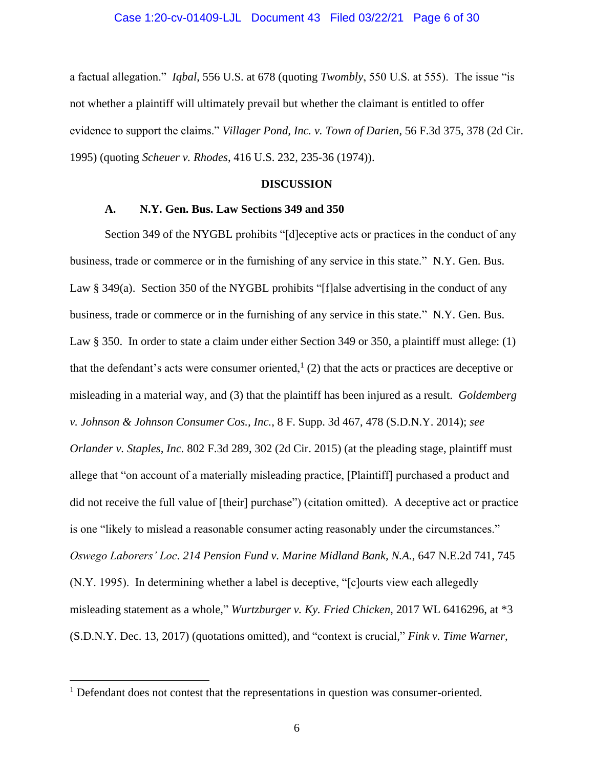a factual allegation." *Iqbal*, 556 U.S. at 678 (quoting *Twombly*, 550 U.S. at 555). The issue "is not whether a plaintiff will ultimately prevail but whether the claimant is entitled to offer evidence to support the claims." *Villager Pond, Inc. v. Town of Darien*, 56 F.3d 375, 378 (2d Cir. 1995) (quoting *Scheuer v. Rhodes*, 416 U.S. 232, 235-36 (1974)).

## DISCUSSION

### A. N.Y. Gen. Bus. Law Sections 349 and 350

Section 349 of the NYGBL prohibits "[d]eceptive acts or practices in the conduct of any business, trade or commerce or in the furnishing of any service in this state." N.Y. Gen. Bus. Law § 349(a). Section 350 of the NYGBL prohibits "[f]alse advertising in the conduct of any business, trade or commerce or in the furnishing of any service in this state." N.Y. Gen. Bus. Law § 350. In order to state a claim under either Section 349 or 350, a plaintiff must allege: (1) that the defendant's acts were consumer oriented,[1] (2) that the acts or practices are deceptive or misleading in a material way, and (3) that the plaintiff has been injured as a result. *Goldemberg v. Johnson & Johnson Consumer Cos., Inc.*, 8 F. Supp. 3d 467, 478 (S.D.N.Y. 2014); *see Orlander v. Staples, Inc.* 802 F.3d 289, 302 (2d Cir. 2015) (at the pleading stage, plaintiff must allege that "on account of a materially misleading practice, [Plaintiff] purchased a product and did not receive the full value of [their] purchase") (citation omitted). A deceptive act or practice is one "likely to mislead a reasonable consumer acting reasonably under the circumstances." *Oswego Laborers' Loc. 214 Pension Fund v. Marine Midland Bank, N.A.*, 647 N.E.2d 741, 745 (N.Y. 1995). In determining whether a label is deceptive, "[c]ourts view each allegedly misleading statement as a whole," *Wurtzburger v. Ky. Fried Chicken*, 2017 WL 6416296, at *3 (S.D.N.Y. Dec. 13, 2017) (quotations omitted), and "context is crucial," *Fink v. Time Warner*,

---

[1] Defendant does not contest that the representations in question was consumer-oriented.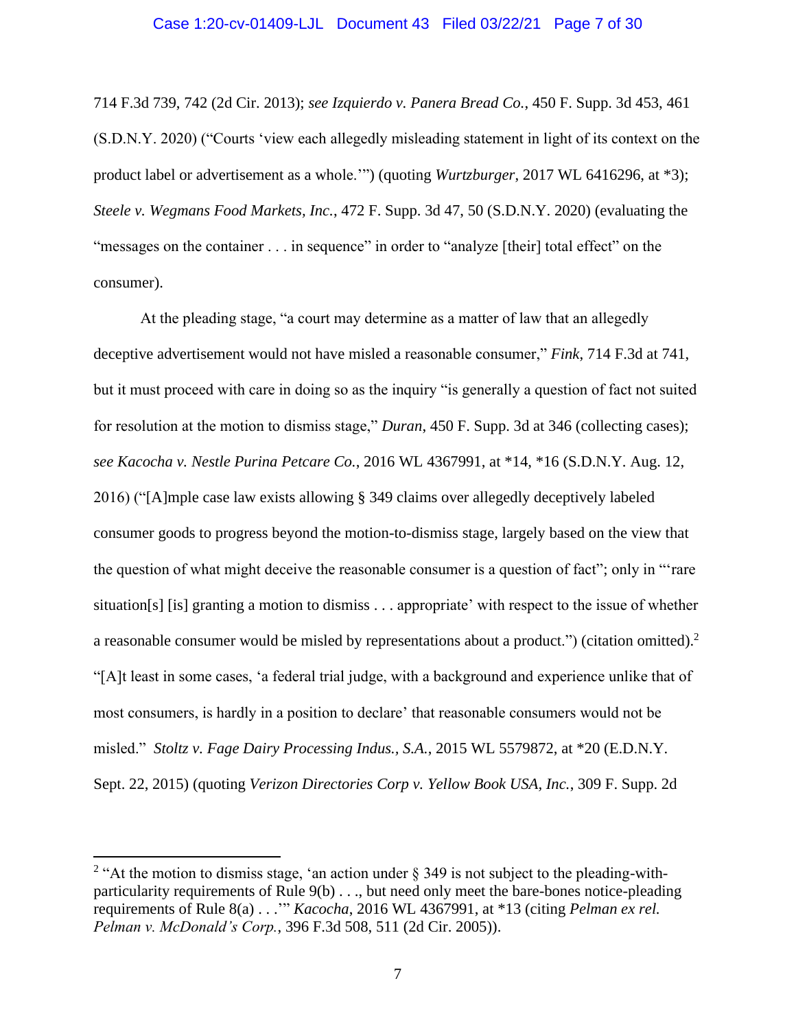714 F.3d 739, 742 (2d Cir. 2013); *see Izquierdo v. Panera Bread Co.*, 450 F. Supp. 3d 453, 461 (S.D.N.Y. 2020) ("Courts 'view each allegedly misleading statement in light of its context on the product label or advertisement as a whole.'") (quoting *Wurtzburger*, 2017 WL 6416296, at *3); *Steele v. Wegmans Food Markets, Inc.*, 472 F. Supp. 3d 47, 50 (S.D.N.Y. 2020) (evaluating the "messages on the container . . . in sequence" in order to "analyze [their] total effect" on the consumer).

At the pleading stage, "a court may determine as a matter of law that an allegedly deceptive advertisement would not have misled a reasonable consumer," *Fink*, 714 F.3d at 741, but it must proceed with care in doing so as the inquiry "is generally a question of fact not suited for resolution at the motion to dismiss stage," *Duran*, 450 F. Supp. 3d at 346 (collecting cases); *see Kacocha v. Nestle Purina Petcare Co.*, 2016 WL 4367991, at *14, *16 (S.D.N.Y. Aug. 12, 2016) ("[A]mple case law exists allowing § 349 claims over allegedly deceptively labeled consumer goods to progress beyond the motion-to-dismiss stage, largely based on the view that the question of what might deceive the reasonable consumer is a question of fact"; only in "'rare situation[s] [is] granting a motion to dismiss . . . appropriate' with respect to the issue of whether a reasonable consumer would be misled by representations about a product.") (citation omitted).[2] "[A]t least in some cases, 'a federal trial judge, with a background and experience unlike that of most consumers, is hardly in a position to declare' that reasonable consumers would not be misled." *Stoltz v. Fage Dairy Processing Indus., S.A.*, 2015 WL 5579872, at *20 (E.D.N.Y. Sept. 22, 2015) (quoting *Verizon Directories Corp v. Yellow Book USA, Inc.*, 309 F. Supp. 2d

---

[2] "At the motion to dismiss stage, 'an action under § 349 is not subject to the pleading-with-particularity requirements of Rule 9(b) . . ., but need only meet the bare-bones notice-pleading requirements of Rule 8(a) . . .'" *Kacocha*, 2016 WL 4367991, at *13 (citing *Pelman ex rel. Pelman v. McDonald's Corp.*, 396 F.3d 508, 511 (2d Cir. 2005)).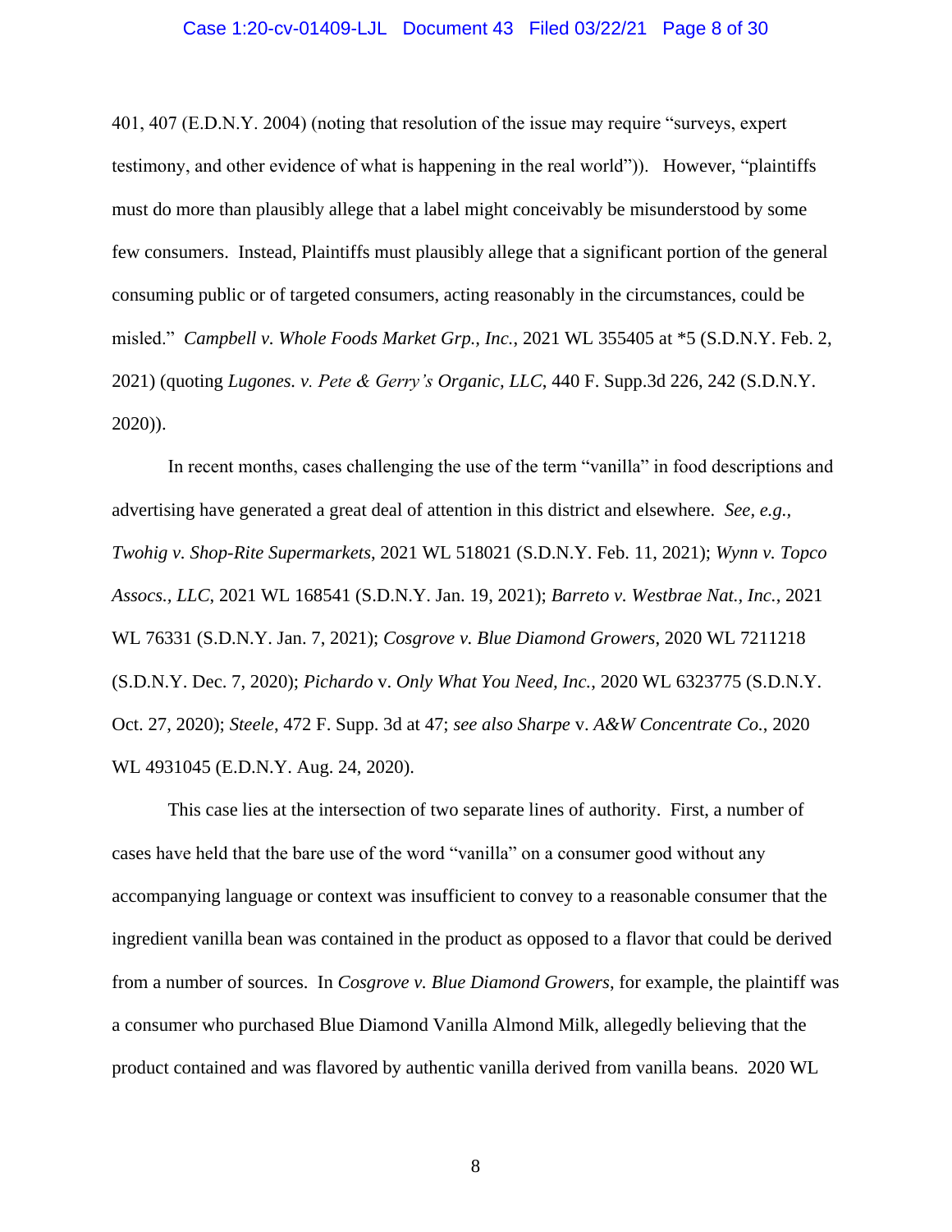401, 407 (E.D.N.Y. 2004) (noting that resolution of the issue may require "surveys, expert testimony, and other evidence of what is happening in the real world")). However, "plaintiffs must do more than plausibly allege that a label might conceivably be misunderstood by some few consumers. Instead, Plaintiffs must plausibly allege that a significant portion of the general consuming public or of targeted consumers, acting reasonably in the circumstances, could be misled." *Campbell v. Whole Foods Market Grp., Inc.*, 2021 WL 355405 at *5 (S.D.N.Y. Feb. 2, 2021) (quoting *Lugones. v. Pete & Gerry's Organic, LLC*, 440 F. Supp.3d 226, 242 (S.D.N.Y. 2020)).

In recent months, cases challenging the use of the term "vanilla" in food descriptions and advertising have generated a great deal of attention in this district and elsewhere. *See*, *e.g.*, *Twohig v. Shop-Rite Supermarkets*, 2021 WL 518021 (S.D.N.Y. Feb. 11, 2021); *Wynn v. Topco Assocs., LLC*, 2021 WL 168541 (S.D.N.Y. Jan. 19, 2021); *Barreto v. Westbrae Nat., Inc.*, 2021 WL 76331 (S.D.N.Y. Jan. 7, 2021); *Cosgrove v. Blue Diamond Growers*, 2020 WL 7211218 (S.D.N.Y. Dec. 7, 2020); *Pichardo* v. *Only What You Need, Inc.*, 2020 WL 6323775 (S.D.N.Y. Oct. 27, 2020); *Steele*, 472 F. Supp. 3d at 47; *see also Sharpe* v. *A&W Concentrate Co.*, 2020 WL 4931045 (E.D.N.Y. Aug. 24, 2020).

This case lies at the intersection of two separate lines of authority. First, a number of cases have held that the bare use of the word "vanilla" on a consumer good without any accompanying language or context was insufficient to convey to a reasonable consumer that the ingredient vanilla bean was contained in the product as opposed to a flavor that could be derived from a number of sources. In *Cosgrove v. Blue Diamond Growers*, for example, the plaintiff was a consumer who purchased Blue Diamond Vanilla Almond Milk, allegedly believing that the product contained and was flavored by authentic vanilla derived from vanilla beans. 2020 WL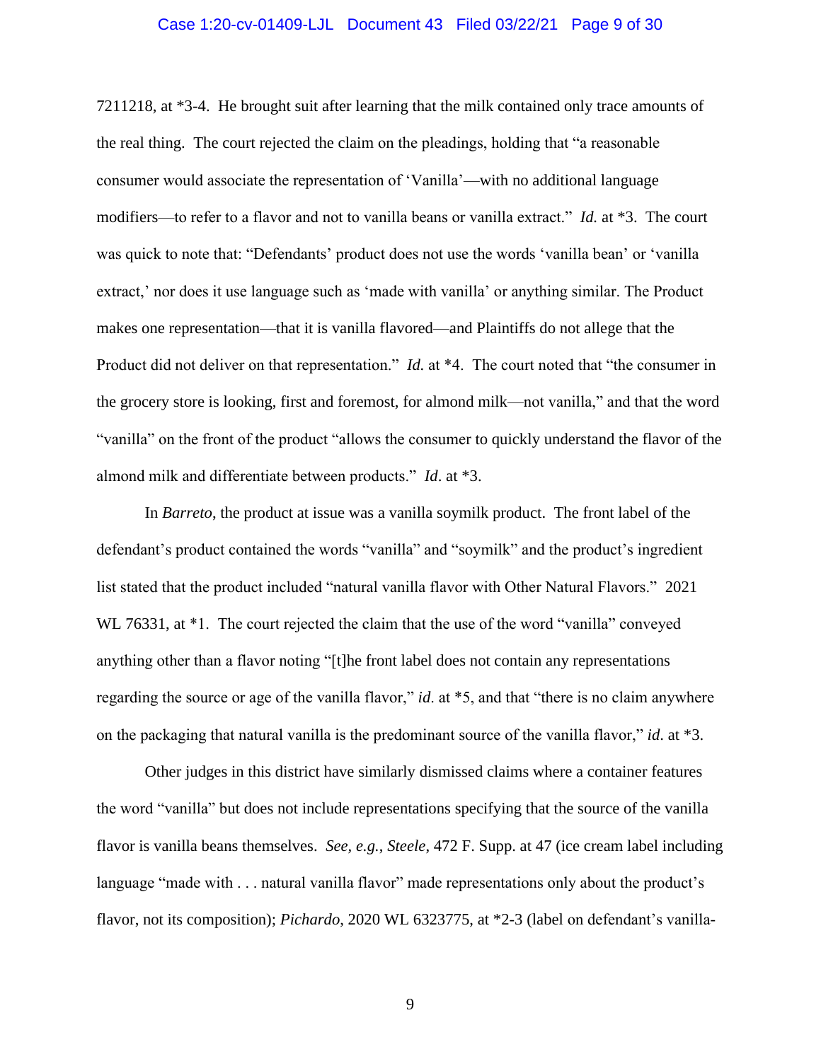7211218, at *3-4. He brought suit after learning that the milk contained only trace amounts of the real thing. The court rejected the claim on the pleadings, holding that "a reasonable consumer would associate the representation of 'Vanilla'—with no additional language modifiers—to refer to a flavor and not to vanilla beans or vanilla extract." *Id.* at *3. The court was quick to note that: "Defendants' product does not use the words 'vanilla bean' or 'vanilla extract,' nor does it use language such as 'made with vanilla' or anything similar. The Product makes one representation—that it is vanilla flavored—and Plaintiffs do not allege that the Product did not deliver on that representation." *Id.* at *4. The court noted that "the consumer in the grocery store is looking, first and foremost, for almond milk—not vanilla," and that the word "vanilla" on the front of the product "allows the consumer to quickly understand the flavor of the almond milk and differentiate between products." *Id*. at *3.

In *Barreto*, the product at issue was a vanilla soymilk product. The front label of the defendant's product contained the words "vanilla" and "soymilk" and the product's ingredient list stated that the product included "natural vanilla flavor with Other Natural Flavors." 2021 WL 76331, at *1. The court rejected the claim that the use of the word "vanilla" conveyed anything other than a flavor noting "[t]he front label does not contain any representations regarding the source or age of the vanilla flavor," *id*. at *5, and that "there is no claim anywhere on the packaging that natural vanilla is the predominant source of the vanilla flavor," *id*. at *3.

Other judges in this district have similarly dismissed claims where a container features the word "vanilla" but does not include representations specifying that the source of the vanilla flavor is vanilla beans themselves. *See, e.g.*, *Steele*, 472 F. Supp. at 47 (ice cream label including language "made with . . . natural vanilla flavor" made representations only about the product's flavor, not its composition); *Pichardo*, 2020 WL 6323775, at *2-3 (label on defendant's vanilla-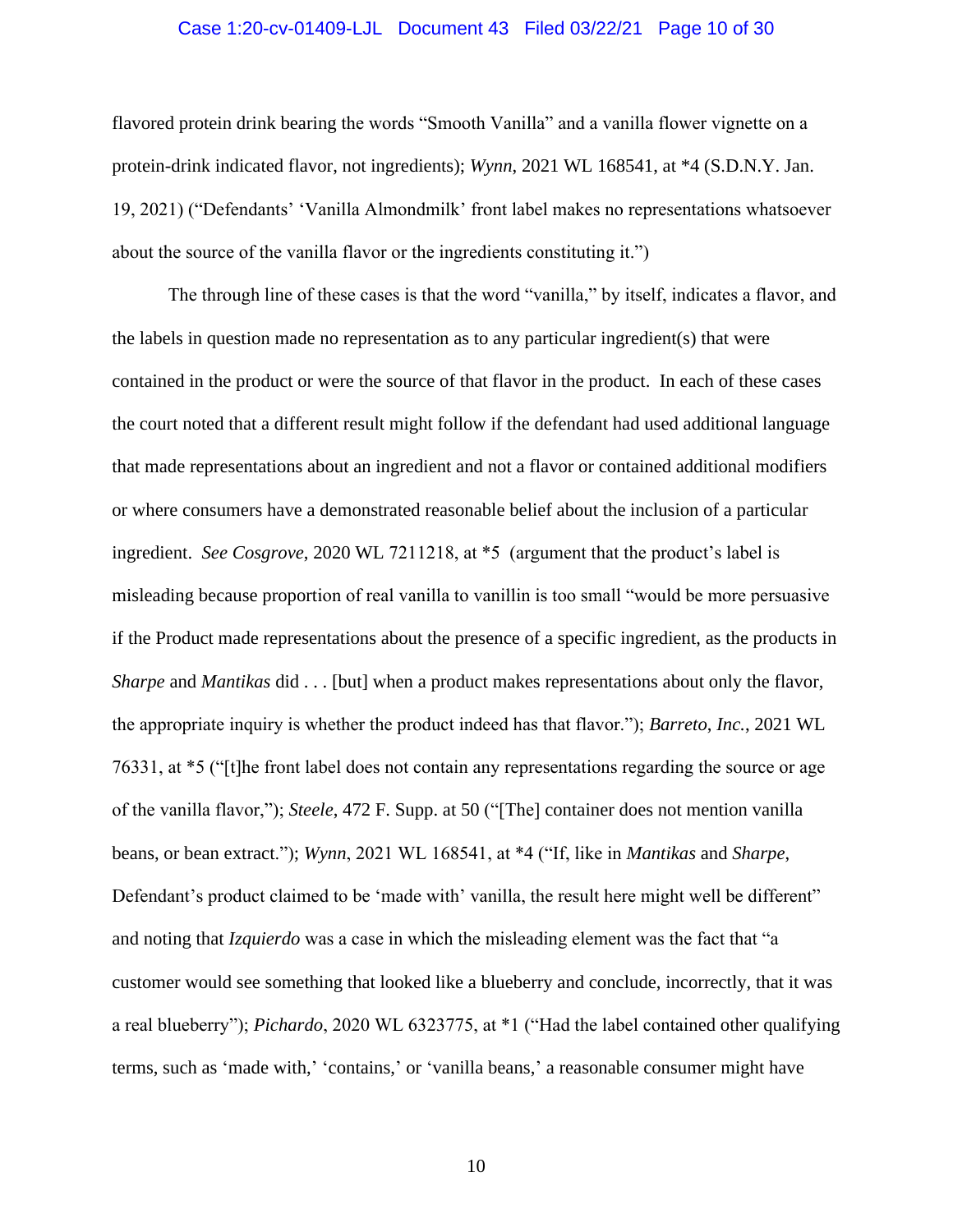flavored protein drink bearing the words "Smooth Vanilla" and a vanilla flower vignette on a protein-drink indicated flavor, not ingredients); *Wynn*, 2021 WL 168541, at *4 (S.D.N.Y. Jan. 19, 2021) ("Defendants' 'Vanilla Almondmilk' front label makes no representations whatsoever about the source of the vanilla flavor or the ingredients constituting it.")

The through line of these cases is that the word "vanilla," by itself, indicates a flavor, and the labels in question made no representation as to any particular ingredient(s) that were contained in the product or were the source of that flavor in the product. In each of these cases the court noted that a different result might follow if the defendant had used additional language that made representations about an ingredient and not a flavor or contained additional modifiers or where consumers have a demonstrated reasonable belief about the inclusion of a particular ingredient. *See Cosgrove*, 2020 WL 7211218, at *5 (argument that the product's label is misleading because proportion of real vanilla to vanillin is too small "would be more persuasive if the Product made representations about the presence of a specific ingredient, as the products in *Sharpe* and *Mantikas* did . . . [but] when a product makes representations about only the flavor, the appropriate inquiry is whether the product indeed has that flavor."); *Barreto, Inc.*, 2021 WL 76331, at *5 ("[t]he front label does not contain any representations regarding the source or age of the vanilla flavor,"); *Steele*, 472 F. Supp. at 50 ("[The] container does not mention vanilla beans, or bean extract."); *Wynn*, 2021 WL 168541, at *4 ("If, like in *Mantikas* and *Sharpe*, Defendant's product claimed to be 'made with' vanilla, the result here might well be different" and noting that *Izquierdo* was a case in which the misleading element was the fact that "a customer would see something that looked like a blueberry and conclude, incorrectly, that it was a real blueberry"); *Pichardo*, 2020 WL 6323775, at *1 ("Had the label contained other qualifying terms, such as 'made with,' 'contains,' or 'vanilla beans,' a reasonable consumer might have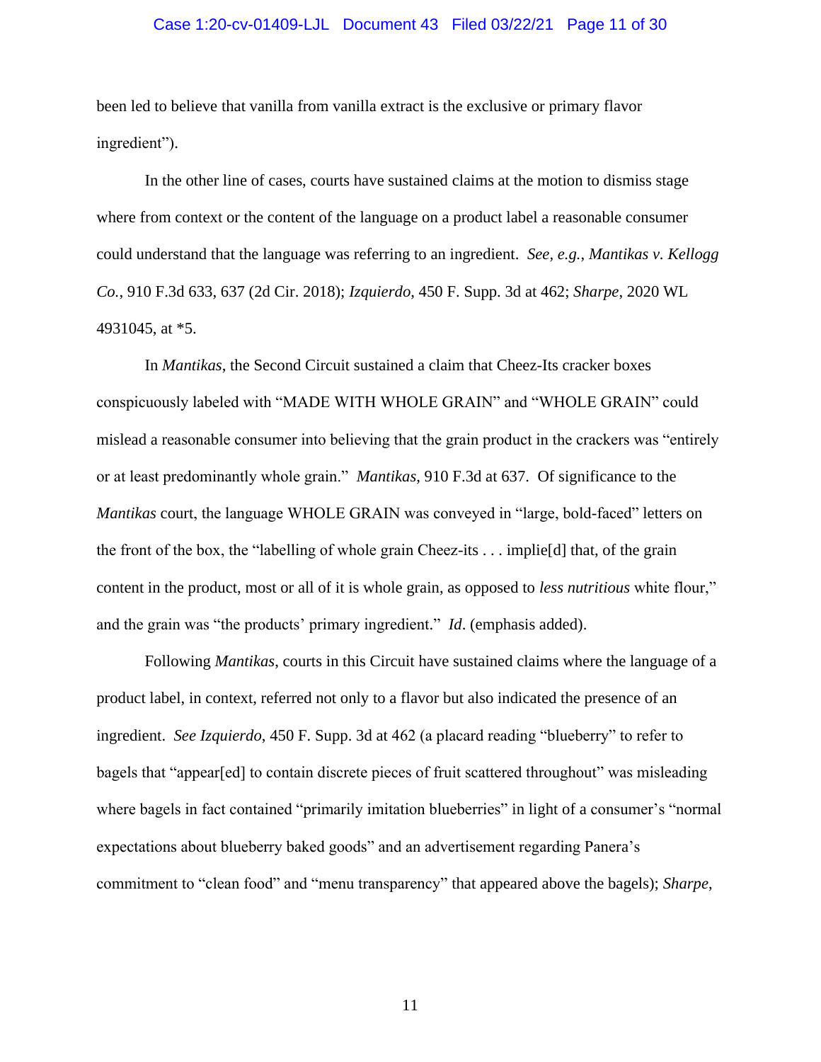been led to believe that vanilla from vanilla extract is the exclusive or primary flavor ingredient").

In the other line of cases, courts have sustained claims at the motion to dismiss stage where from context or the content of the language on a product label a reasonable consumer could understand that the language was referring to an ingredient. *See, e.g.*, *Mantikas v. Kellogg Co.*, 910 F.3d 633, 637 (2d Cir. 2018); *Izquierdo*, 450 F. Supp. 3d at 462; *Sharpe*, 2020 WL 4931045, at *5.

In *Mantikas*, the Second Circuit sustained a claim that Cheez-Its cracker boxes conspicuously labeled with "MADE WITH WHOLE GRAIN" and "WHOLE GRAIN" could mislead a reasonable consumer into believing that the grain product in the crackers was "entirely or at least predominantly whole grain." *Mantikas*, 910 F.3d at 637. Of significance to the *Mantikas* court, the language WHOLE GRAIN was conveyed in "large, bold-faced" letters on the front of the box, the "labelling of whole grain Cheez-its . . . implie[d] that, of the grain content in the product, most or all of it is whole grain, as opposed to *less nutritious* white flour," and the grain was "the products' primary ingredient." *Id*. (emphasis added).

Following *Mantikas*, courts in this Circuit have sustained claims where the language of a product label, in context, referred not only to a flavor but also indicated the presence of an ingredient. *See Izquierdo*, 450 F. Supp. 3d at 462 (a placard reading "blueberry" to refer to bagels that "appear[ed] to contain discrete pieces of fruit scattered throughout" was misleading where bagels in fact contained "primarily imitation blueberries" in light of a consumer's "normal expectations about blueberry baked goods" and an advertisement regarding Panera's commitment to "clean food" and "menu transparency" that appeared above the bagels); *Sharpe*,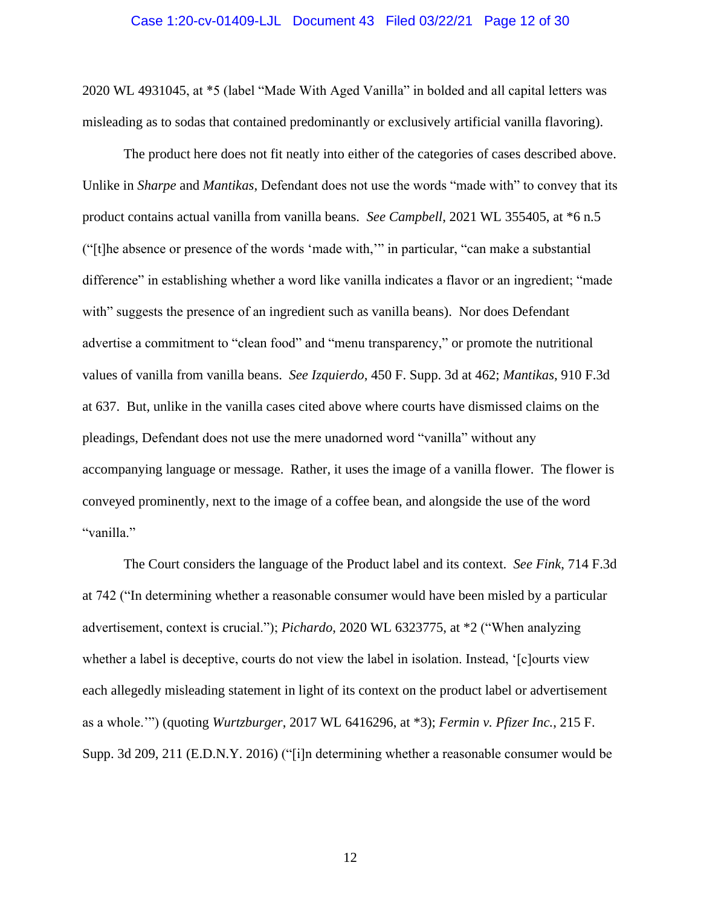2020 WL 4931045, at *5 (label "Made With Aged Vanilla" in bolded and all capital letters was misleading as to sodas that contained predominantly or exclusively artificial vanilla flavoring).

The product here does not fit neatly into either of the categories of cases described above. Unlike in *Sharpe* and *Mantikas*, Defendant does not use the words "made with" to convey that its product contains actual vanilla from vanilla beans. *See Campbell*, 2021 WL 355405, at *6 n.5 ("[t]he absence or presence of the words 'made with,'" in particular, "can make a substantial difference" in establishing whether a word like vanilla indicates a flavor or an ingredient; "made with" suggests the presence of an ingredient such as vanilla beans). Nor does Defendant advertise a commitment to "clean food" and "menu transparency," or promote the nutritional values of vanilla from vanilla beans. *See Izquierdo*, 450 F. Supp. 3d at 462; *Mantikas*, 910 F.3d at 637. But, unlike in the vanilla cases cited above where courts have dismissed claims on the pleadings, Defendant does not use the mere unadorned word "vanilla" without any accompanying language or message. Rather, it uses the image of a vanilla flower. The flower is conveyed prominently, next to the image of a coffee bean, and alongside the use of the word "vanilla."

The Court considers the language of the Product label and its context. *See Fink*, 714 F.3d at 742 ("In determining whether a reasonable consumer would have been misled by a particular advertisement, context is crucial."); *Pichardo*, 2020 WL 6323775, at *2 ("When analyzing whether a label is deceptive, courts do not view the label in isolation. Instead, '[c]ourts view each allegedly misleading statement in light of its context on the product label or advertisement as a whole.'") (quoting *Wurtzburger*, 2017 WL 6416296, at *3); *Fermin v. Pfizer Inc.*, 215 F. Supp. 3d 209, 211 (E.D.N.Y. 2016) ("[i]n determining whether a reasonable consumer would be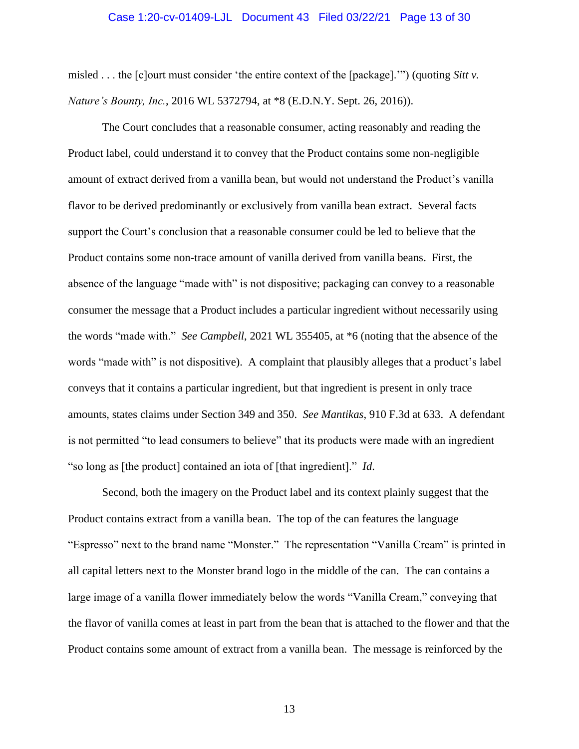misled . . . the [c]ourt must consider 'the entire context of the [package].'") (quoting *Sitt v. Nature's Bounty, Inc.*, 2016 WL 5372794, at *8 (E.D.N.Y. Sept. 26, 2016)).

The Court concludes that a reasonable consumer, acting reasonably and reading the Product label, could understand it to convey that the Product contains some non-negligible amount of extract derived from a vanilla bean, but would not understand the Product's vanilla flavor to be derived predominantly or exclusively from vanilla bean extract. Several facts support the Court's conclusion that a reasonable consumer could be led to believe that the Product contains some non-trace amount of vanilla derived from vanilla beans. First, the absence of the language "made with" is not dispositive; packaging can convey to a reasonable consumer the message that a Product includes a particular ingredient without necessarily using the words "made with." *See Campbell*, 2021 WL 355405, at *6 (noting that the absence of the words "made with" is not dispositive). A complaint that plausibly alleges that a product's label conveys that it contains a particular ingredient, but that ingredient is present in only trace amounts, states claims under Section 349 and 350. *See Mantikas*, 910 F.3d at 633. A defendant is not permitted "to lead consumers to believe" that its products were made with an ingredient "so long as [the product] contained an iota of [that ingredient]." *Id.*

Second, both the imagery on the Product label and its context plainly suggest that the Product contains extract from a vanilla bean. The top of the can features the language "Espresso" next to the brand name "Monster." The representation "Vanilla Cream" is printed in all capital letters next to the Monster brand logo in the middle of the can. The can contains a large image of a vanilla flower immediately below the words "Vanilla Cream," conveying that the flavor of vanilla comes at least in part from the bean that is attached to the flower and that the Product contains some amount of extract from a vanilla bean. The message is reinforced by the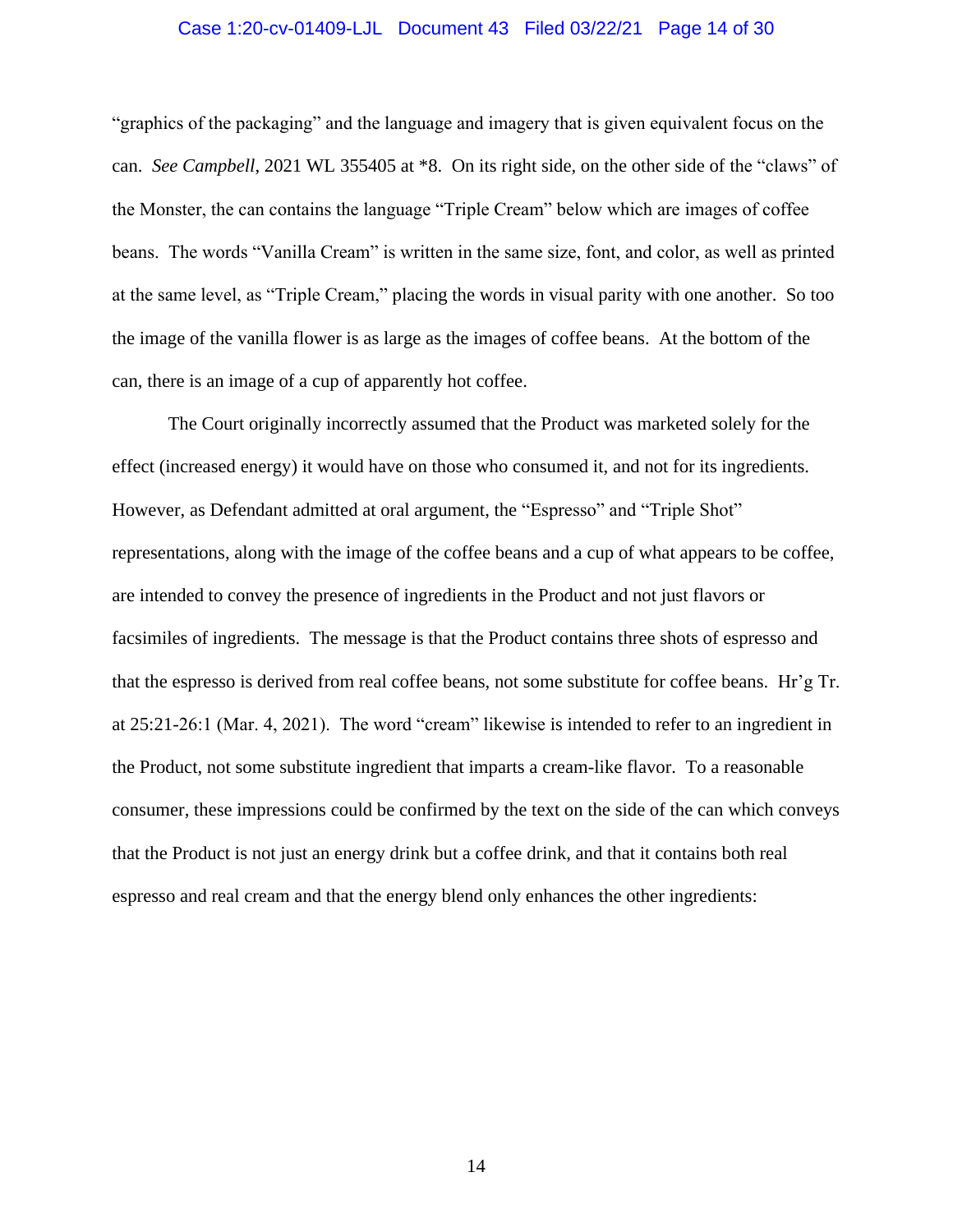"graphics of the packaging" and the language and imagery that is given equivalent focus on the can. *See Campbell*, 2021 WL 355405 at *8. On its right side, on the other side of the "claws" of the Monster, the can contains the language "Triple Cream" below which are images of coffee beans. The words "Vanilla Cream" is written in the same size, font, and color, as well as printed at the same level, as "Triple Cream," placing the words in visual parity with one another. So too the image of the vanilla flower is as large as the images of coffee beans. At the bottom of the can, there is an image of a cup of apparently hot coffee.

The Court originally incorrectly assumed that the Product was marketed solely for the effect (increased energy) it would have on those who consumed it, and not for its ingredients. However, as Defendant admitted at oral argument, the "Espresso" and "Triple Shot" representations, along with the image of the coffee beans and a cup of what appears to be coffee, are intended to convey the presence of ingredients in the Product and not just flavors or facsimiles of ingredients. The message is that the Product contains three shots of espresso and that the espresso is derived from real coffee beans, not some substitute for coffee beans. Hr'g Tr. at 25:21-26:1 (Mar. 4, 2021). The word "cream" likewise is intended to refer to an ingredient in the Product, not some substitute ingredient that imparts a cream-like flavor. To a reasonable consumer, these impressions could be confirmed by the text on the side of the can which conveys that the Product is not just an energy drink but a coffee drink, and that it contains both real espresso and real cream and that the energy blend only enhances the other ingredients: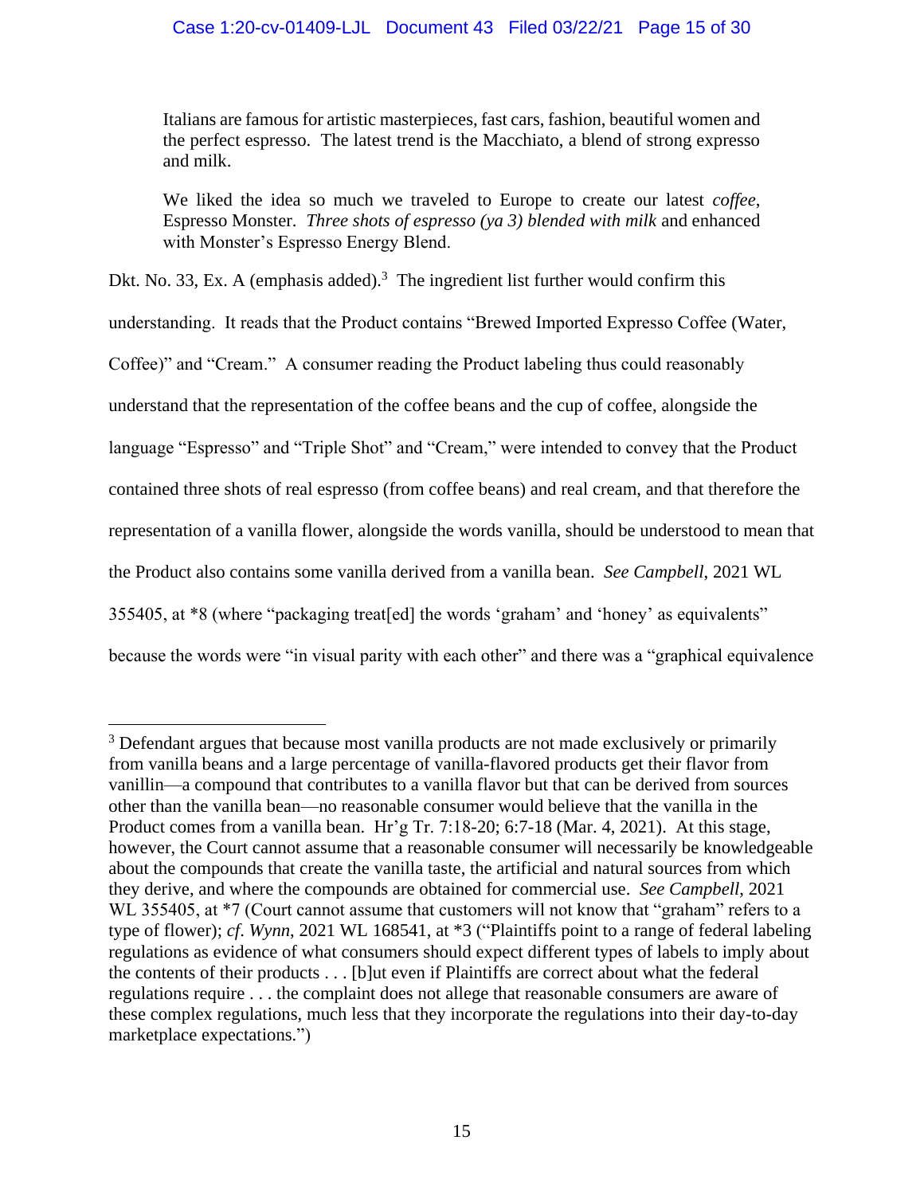> Italians are famous for artistic masterpieces, fast cars, fashion, beautiful women and the perfect espresso. The latest trend is the Macchiato, a blend of strong expresso and milk.
>
> We liked the idea so much we traveled to Europe to create our latest *coffee*, Espresso Monster. *Three shots of espresso (ya 3) blended with milk* and enhanced with Monster's Espresso Energy Blend.

Dkt. No. 33, Ex. A (emphasis added).[3] The ingredient list further would confirm this understanding. It reads that the Product contains "Brewed Imported Expresso Coffee (Water, Coffee)" and "Cream." A consumer reading the Product labeling thus could reasonably understand that the representation of the coffee beans and the cup of coffee, alongside the language "Espresso" and "Triple Shot" and "Cream," were intended to convey that the Product contained three shots of real espresso (from coffee beans) and real cream, and that therefore the representation of a vanilla flower, alongside the words vanilla, should be understood to mean that the Product also contains some vanilla derived from a vanilla bean. *See Campbell*, 2021 WL 355405, at *8 (where "packaging treat[ed] the words 'graham' and 'honey' as equivalents" because the words were "in visual parity with each other" and there was a "graphical equivalence

---

[3] Defendant argues that because most vanilla products are not made exclusively or primarily from vanilla beans and a large percentage of vanilla-flavored products get their flavor from vanillin—a compound that contributes to a vanilla flavor but that can be derived from sources other than the vanilla bean—no reasonable consumer would believe that the vanilla in the Product comes from a vanilla bean. Hr'g Tr. 7:18-20; 6:7-18 (Mar. 4, 2021). At this stage, however, the Court cannot assume that a reasonable consumer will necessarily be knowledgeable about the compounds that create the vanilla taste, the artificial and natural sources from which they derive, and where the compounds are obtained for commercial use. *See Campbell*, 2021 WL 355405, at *7 (Court cannot assume that customers will not know that "graham" refers to a type of flower); *cf*. *Wynn*, 2021 WL 168541, at *3 ("Plaintiffs point to a range of federal labeling regulations as evidence of what consumers should expect different types of labels to imply about the contents of their products . . . [b]ut even if Plaintiffs are correct about what the federal regulations require . . . the complaint does not allege that reasonable consumers are aware of these complex regulations, much less that they incorporate the regulations into their day-to-day marketplace expectations.")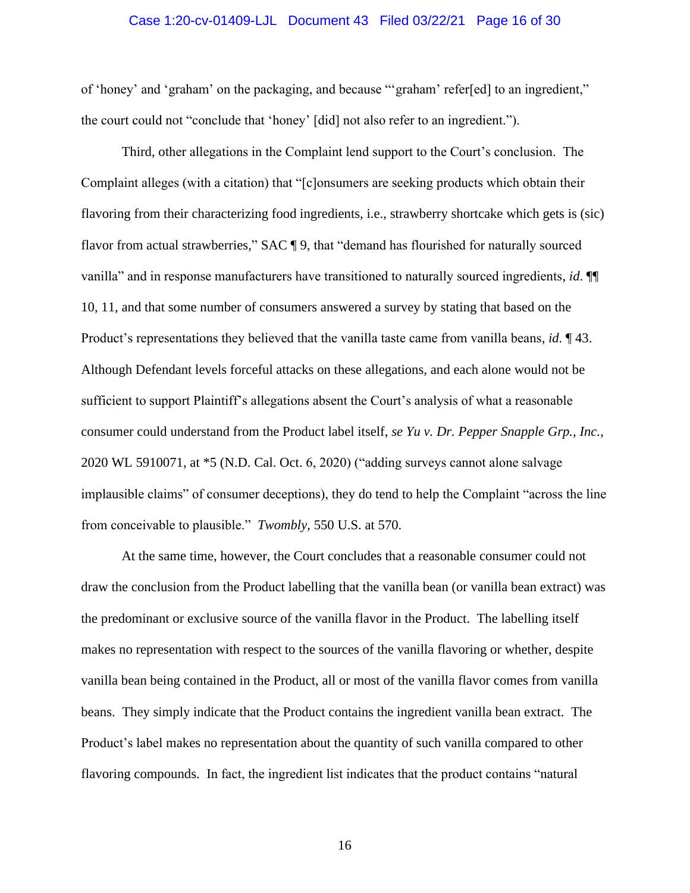of 'honey' and 'graham' on the packaging, and because "'graham' refer[ed] to an ingredient," the court could not "conclude that 'honey' [did] not also refer to an ingredient.").

Third, other allegations in the Complaint lend support to the Court's conclusion. The Complaint alleges (with a citation) that "[c]onsumers are seeking products which obtain their flavoring from their characterizing food ingredients, i.e., strawberry shortcake which gets is (sic) flavor from actual strawberries," SAC ¶ 9, that "demand has flourished for naturally sourced vanilla" and in response manufacturers have transitioned to naturally sourced ingredients, *id*. ¶¶ 10, 11, and that some number of consumers answered a survey by stating that based on the Product's representations they believed that the vanilla taste came from vanilla beans, *id*. ¶ 43. Although Defendant levels forceful attacks on these allegations, and each alone would not be sufficient to support Plaintiff's allegations absent the Court's analysis of what a reasonable consumer could understand from the Product label itself, *se Yu v. Dr. Pepper Snapple Grp., Inc.*, 2020 WL 5910071, at *5 (N.D. Cal. Oct. 6, 2020) ("adding surveys cannot alone salvage implausible claims" of consumer deceptions), they do tend to help the Complaint "across the line from conceivable to plausible." *Twombly*, 550 U.S. at 570.

At the same time, however, the Court concludes that a reasonable consumer could not draw the conclusion from the Product labelling that the vanilla bean (or vanilla bean extract) was the predominant or exclusive source of the vanilla flavor in the Product. The labelling itself makes no representation with respect to the sources of the vanilla flavoring or whether, despite vanilla bean being contained in the Product, all or most of the vanilla flavor comes from vanilla beans. They simply indicate that the Product contains the ingredient vanilla bean extract. The Product's label makes no representation about the quantity of such vanilla compared to other flavoring compounds. In fact, the ingredient list indicates that the product contains "natural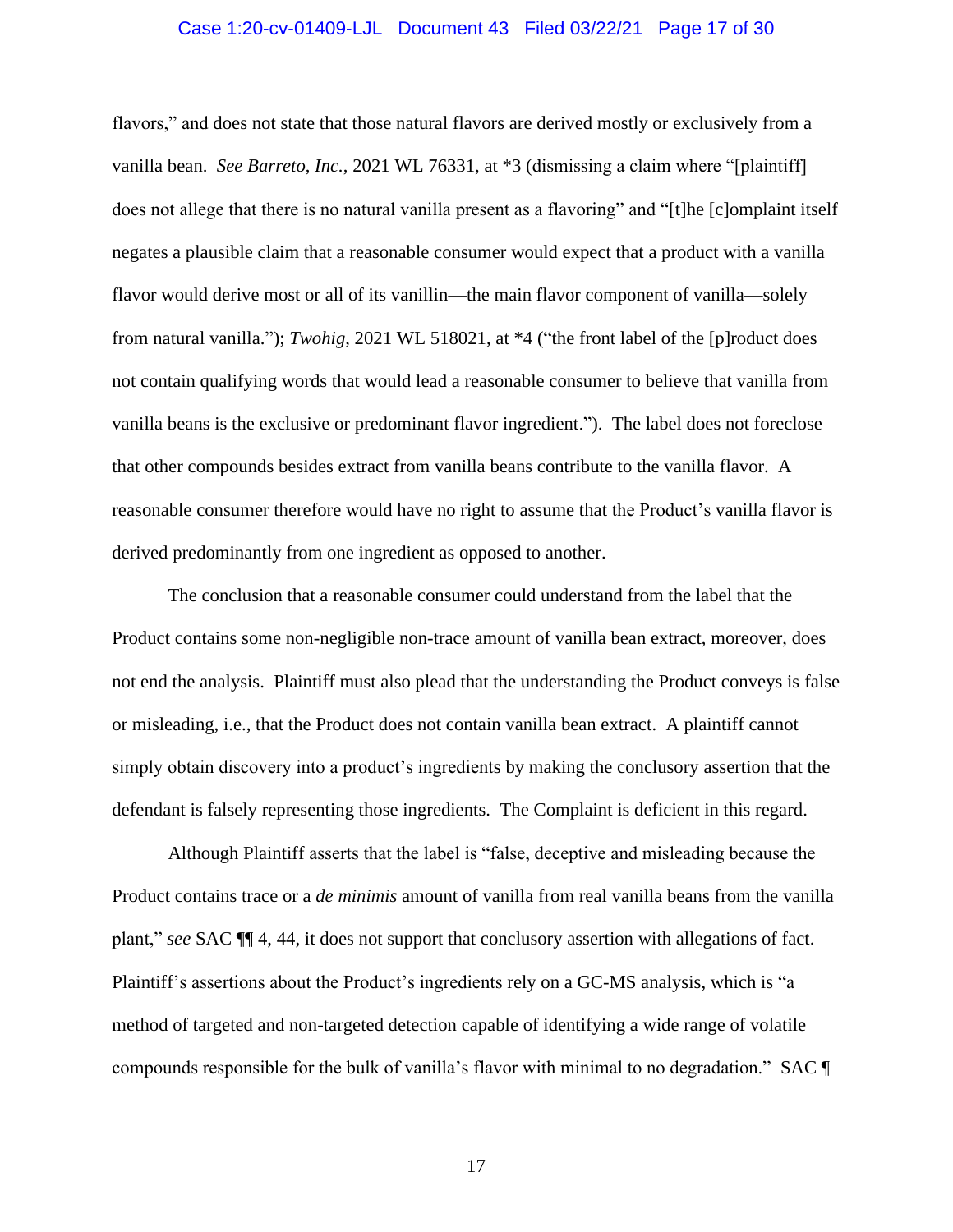flavors," and does not state that those natural flavors are derived mostly or exclusively from a vanilla bean. *See Barreto, Inc.*, 2021 WL 76331, at *3 (dismissing a claim where "[plaintiff] does not allege that there is no natural vanilla present as a flavoring" and "[t]he [c]omplaint itself negates a plausible claim that a reasonable consumer would expect that a product with a vanilla flavor would derive most or all of its vanillin—the main flavor component of vanilla—solely from natural vanilla."); *Twohig*, 2021 WL 518021, at *4 ("the front label of the [p]roduct does not contain qualifying words that would lead a reasonable consumer to believe that vanilla from vanilla beans is the exclusive or predominant flavor ingredient."). The label does not foreclose that other compounds besides extract from vanilla beans contribute to the vanilla flavor. A reasonable consumer therefore would have no right to assume that the Product's vanilla flavor is derived predominantly from one ingredient as opposed to another.

The conclusion that a reasonable consumer could understand from the label that the Product contains some non-negligible non-trace amount of vanilla bean extract, moreover, does not end the analysis. Plaintiff must also plead that the understanding the Product conveys is false or misleading, i.e., that the Product does not contain vanilla bean extract. A plaintiff cannot simply obtain discovery into a product's ingredients by making the conclusory assertion that the defendant is falsely representing those ingredients. The Complaint is deficient in this regard.

Although Plaintiff asserts that the label is "false, deceptive and misleading because the Product contains trace or a *de minimis* amount of vanilla from real vanilla beans from the vanilla plant," *see* SAC ¶¶ 4, 44, it does not support that conclusory assertion with allegations of fact. Plaintiff's assertions about the Product's ingredients rely on a GC-MS analysis, which is "a method of targeted and non-targeted detection capable of identifying a wide range of volatile compounds responsible for the bulk of vanilla's flavor with minimal to no degradation." SAC ¶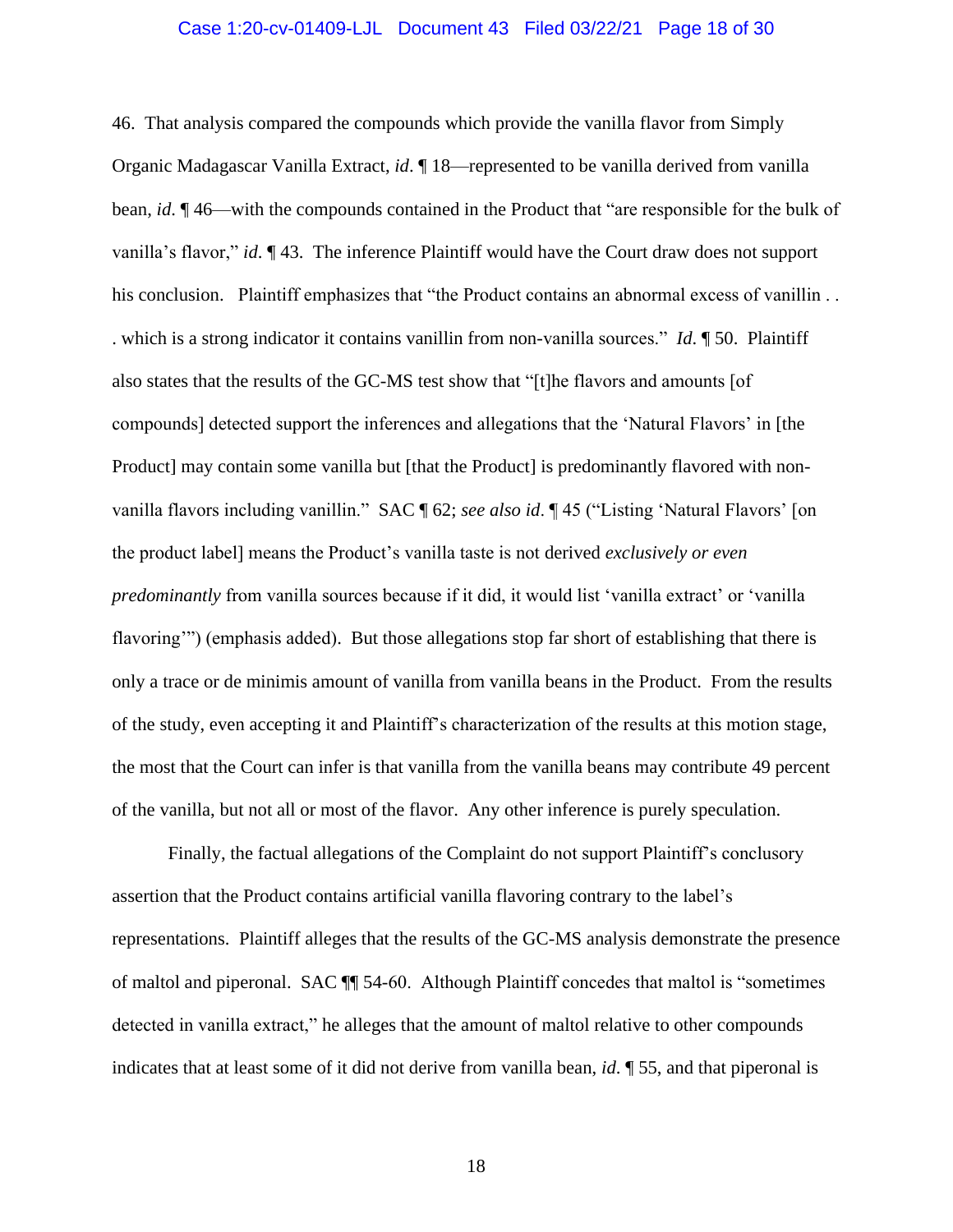46. That analysis compared the compounds which provide the vanilla flavor from Simply Organic Madagascar Vanilla Extract, *id*. ¶ 18—represented to be vanilla derived from vanilla bean, *id*. ¶ 46—with the compounds contained in the Product that "are responsible for the bulk of vanilla's flavor," *id*. ¶ 43. The inference Plaintiff would have the Court draw does not support his conclusion. Plaintiff emphasizes that "the Product contains an abnormal excess of vanillin . . . which is a strong indicator it contains vanillin from non-vanilla sources." *Id.* ¶ 50. Plaintiff also states that the results of the GC-MS test show that "[t]he flavors and amounts [of compounds] detected support the inferences and allegations that the 'Natural Flavors' in [the Product] may contain some vanilla but [that the Product] is predominantly flavored with non-vanilla flavors including vanillin." SAC ¶ 62; *see also id*. ¶ 45 ("Listing 'Natural Flavors' [on the product label] means the Product's vanilla taste is not derived *exclusively or even predominantly* from vanilla sources because if it did, it would list 'vanilla extract' or 'vanilla flavoring'") (emphasis added). But those allegations stop far short of establishing that there is only a trace or de minimis amount of vanilla from vanilla beans in the Product. From the results of the study, even accepting it and Plaintiff's characterization of the results at this motion stage, the most that the Court can infer is that vanilla from the vanilla beans may contribute 49 percent of the vanilla, but not all or most of the flavor. Any other inference is purely speculation.

Finally, the factual allegations of the Complaint do not support Plaintiff's conclusory assertion that the Product contains artificial vanilla flavoring contrary to the label's representations. Plaintiff alleges that the results of the GC-MS analysis demonstrate the presence of maltol and piperonal. SAC ¶¶ 54-60. Although Plaintiff concedes that maltol is "sometimes detected in vanilla extract," he alleges that the amount of maltol relative to other compounds indicates that at least some of it did not derive from vanilla bean, *id.* ¶ 55, and that piperonal is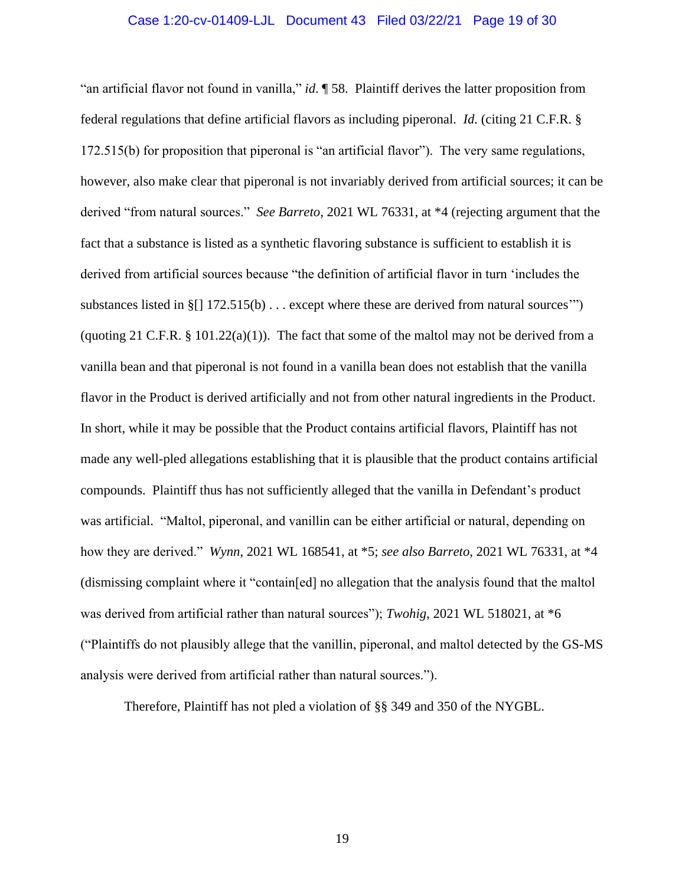"an artificial flavor not found in vanilla," *id*. ¶ 58. Plaintiff derives the latter proposition from federal regulations that define artificial flavors as including piperonal. *Id.* (citing 21 C.F.R. § 172.515(b) for proposition that piperonal is "an artificial flavor"). The very same regulations, however, also make clear that piperonal is not invariably derived from artificial sources; it can be derived "from natural sources." *See Barreto*, 2021 WL 76331, at *4 (rejecting argument that the fact that a substance is listed as a synthetic flavoring substance is sufficient to establish it is derived from artificial sources because "the definition of artificial flavor in turn 'includes the substances listed in §[] 172.515(b) . . . except where these are derived from natural sources'") (quoting 21 C.F.R. § 101.22(a)(1)). The fact that some of the maltol may not be derived from a vanilla bean and that piperonal is not found in a vanilla bean does not establish that the vanilla flavor in the Product is derived artificially and not from other natural ingredients in the Product. In short, while it may be possible that the Product contains artificial flavors, Plaintiff has not made any well-pled allegations establishing that it is plausible that the product contains artificial compounds. Plaintiff thus has not sufficiently alleged that the vanilla in Defendant's product was artificial. "Maltol, piperonal, and vanillin can be either artificial or natural, depending on how they are derived." *Wynn*, 2021 WL 168541, at *5; *see also Barreto*, 2021 WL 76331, at *4 (dismissing complaint where it "contain[ed] no allegation that the analysis found that the maltol was derived from artificial rather than natural sources"); *Twohig*, 2021 WL 518021, at *6 ("Plaintiffs do not plausibly allege that the vanillin, piperonal, and maltol detected by the GS-MS analysis were derived from artificial rather than natural sources.").

Therefore, Plaintiff has not pled a violation of §§ 349 and 350 of the NYGBL.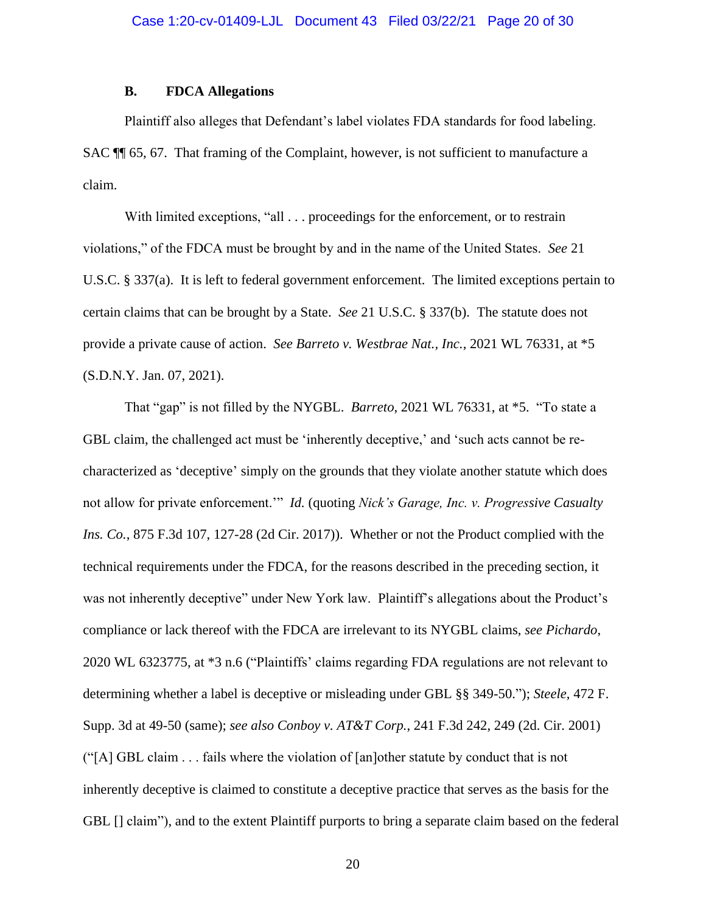### B. FDCA Allegations

Plaintiff also alleges that Defendant's label violates FDA standards for food labeling. SAC ¶¶ 65, 67. That framing of the Complaint, however, is not sufficient to manufacture a claim.

With limited exceptions, "all . . . proceedings for the enforcement, or to restrain violations," of the FDCA must be brought by and in the name of the United States. *See* 21 U.S.C. § 337(a). It is left to federal government enforcement. The limited exceptions pertain to certain claims that can be brought by a State. *See* 21 U.S.C. § 337(b). The statute does not provide a private cause of action. *See Barreto v. Westbrae Nat., Inc.*, 2021 WL 76331, at *5 (S.D.N.Y. Jan. 07, 2021).

That "gap" is not filled by the NYGBL. *Barreto*, 2021 WL 76331, at *5. "To state a GBL claim, the challenged act must be 'inherently deceptive,' and 'such acts cannot be re-characterized as 'deceptive' simply on the grounds that they violate another statute which does not allow for private enforcement.'" *Id.* (quoting *Nick's Garage, Inc. v. Progressive Casualty Ins. Co.*, 875 F.3d 107, 127-28 (2d Cir. 2017)). Whether or not the Product complied with the technical requirements under the FDCA, for the reasons described in the preceding section, it was not inherently deceptive" under New York law. Plaintiff's allegations about the Product's compliance or lack thereof with the FDCA are irrelevant to its NYGBL claims, *see Pichardo*, 2020 WL 6323775, at *3 n.6 ("Plaintiffs' claims regarding FDA regulations are not relevant to determining whether a label is deceptive or misleading under GBL §§ 349-50."); *Steele*, 472 F. Supp. 3d at 49-50 (same); *see also Conboy v. AT&T Corp.*, 241 F.3d 242, 249 (2d. Cir. 2001) ("[A] GBL claim . . . fails where the violation of [an]other statute by conduct that is not inherently deceptive is claimed to constitute a deceptive practice that serves as the basis for the GBL [] claim"), and to the extent Plaintiff purports to bring a separate claim based on the federal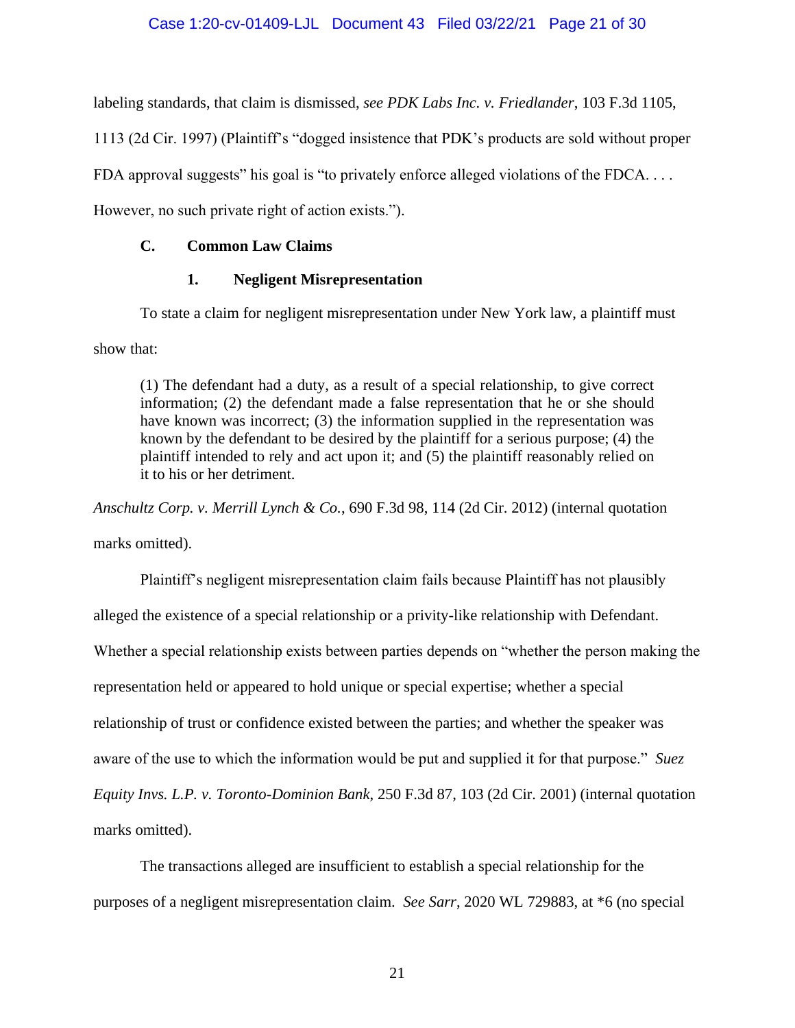labeling standards, that claim is dismissed, *see PDK Labs Inc. v. Friedlander*, 103 F.3d 1105, 1113 (2d Cir. 1997) (Plaintiff's "dogged insistence that PDK's products are sold without proper FDA approval suggests" his goal is "to privately enforce alleged violations of the FDCA. . . . However, no such private right of action exists.").

### C. Common Law Claims

#### 1. Negligent Misrepresentation

To state a claim for negligent misrepresentation under New York law, a plaintiff must show that:

> (1) The defendant had a duty, as a result of a special relationship, to give correct information; (2) the defendant made a false representation that he or she should have known was incorrect; (3) the information supplied in the representation was known by the defendant to be desired by the plaintiff for a serious purpose; (4) the plaintiff intended to rely and act upon it; and (5) the plaintiff reasonably relied on it to his or her detriment.

*Anschultz Corp. v. Merrill Lynch & Co.*, 690 F.3d 98, 114 (2d Cir. 2012) (internal quotation marks omitted).

Plaintiff's negligent misrepresentation claim fails because Plaintiff has not plausibly alleged the existence of a special relationship or a privity-like relationship with Defendant. Whether a special relationship exists between parties depends on "whether the person making the representation held or appeared to hold unique or special expertise; whether a special relationship of trust or confidence existed between the parties; and whether the speaker was aware of the use to which the information would be put and supplied it for that purpose." *Suez Equity Invs. L.P. v. Toronto-Dominion Bank*, 250 F.3d 87, 103 (2d Cir. 2001) (internal quotation marks omitted).

The transactions alleged are insufficient to establish a special relationship for the purposes of a negligent misrepresentation claim. *See Sarr*, 2020 WL 729883, at *6 (no special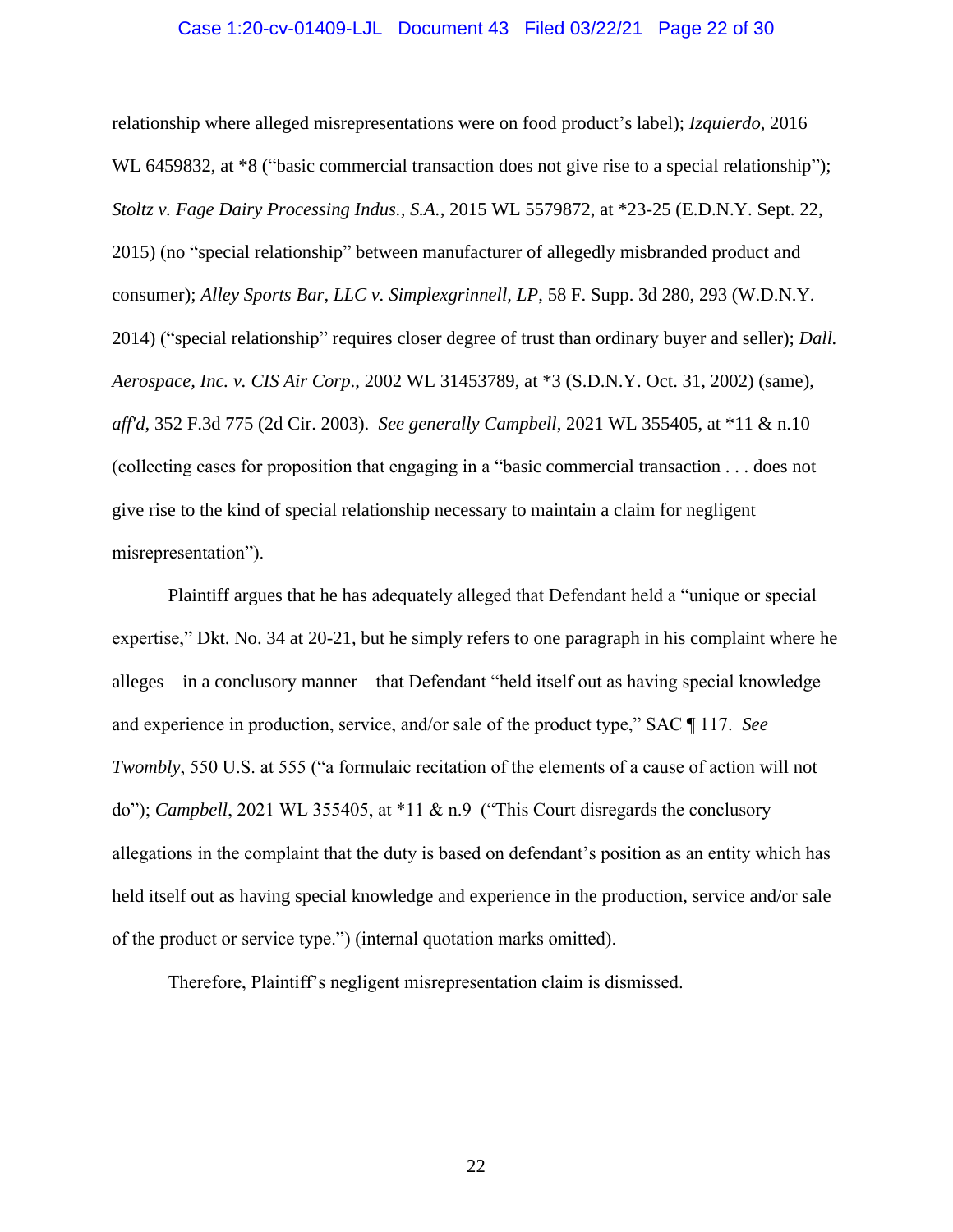relationship where alleged misrepresentations were on food product's label); *Izquierdo*, 2016 WL 6459832, at *8 ("basic commercial transaction does not give rise to a special relationship"); *Stoltz v. Fage Dairy Processing Indus., S.A.*, 2015 WL 5579872, at *23-25 (E.D.N.Y. Sept. 22, 2015) (no "special relationship" between manufacturer of allegedly misbranded product and consumer); *Alley Sports Bar, LLC v. Simplexgrinnell, LP*, 58 F. Supp. 3d 280, 293 (W.D.N.Y. 2014) ("special relationship" requires closer degree of trust than ordinary buyer and seller); *Dall. Aerospace, Inc. v. CIS Air Corp.*, 2002 WL 31453789, at *3 (S.D.N.Y. Oct. 31, 2002) (same), *aff'd*, 352 F.3d 775 (2d Cir. 2003). *See generally Campbell*, 2021 WL 355405, at *11 & n.10 (collecting cases for proposition that engaging in a "basic commercial transaction . . . does not give rise to the kind of special relationship necessary to maintain a claim for negligent misrepresentation").

Plaintiff argues that he has adequately alleged that Defendant held a "unique or special expertise," Dkt. No. 34 at 20-21, but he simply refers to one paragraph in his complaint where he alleges—in a conclusory manner—that Defendant "held itself out as having special knowledge and experience in production, service, and/or sale of the product type," SAC ¶ 117. *See Twombly*, 550 U.S. at 555 ("a formulaic recitation of the elements of a cause of action will not do"); *Campbell*, 2021 WL 355405, at *11 & n.9 ("This Court disregards the conclusory allegations in the complaint that the duty is based on defendant's position as an entity which has held itself out as having special knowledge and experience in the production, service and/or sale of the product or service type.") (internal quotation marks omitted).

Therefore, Plaintiff's negligent misrepresentation claim is dismissed.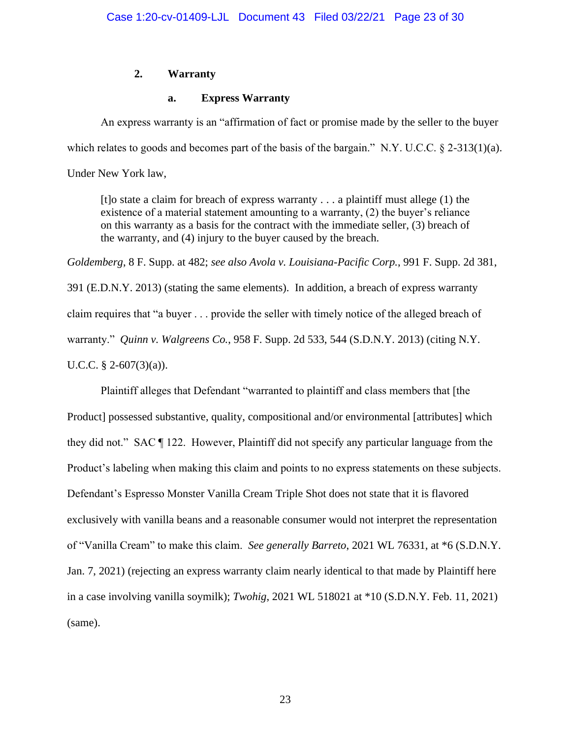### 2. Warranty

#### a. Express Warranty

An express warranty is an "affirmation of fact or promise made by the seller to the buyer which relates to goods and becomes part of the basis of the bargain." N.Y. U.C.C. § 2-313(1)(a). Under New York law,

> [t]o state a claim for breach of express warranty . . . a plaintiff must allege (1) the existence of a material statement amounting to a warranty, (2) the buyer's reliance on this warranty as a basis for the contract with the immediate seller, (3) breach of the warranty, and (4) injury to the buyer caused by the breach.

*Goldemberg*, 8 F. Supp. at 482; *see also Avola v. Louisiana-Pacific Corp.*, 991 F. Supp. 2d 381, 391 (E.D.N.Y. 2013) (stating the same elements). In addition, a breach of express warranty claim requires that "a buyer . . . provide the seller with timely notice of the alleged breach of warranty." *Quinn v. Walgreens Co.*, 958 F. Supp. 2d 533, 544 (S.D.N.Y. 2013) (citing N.Y. U.C.C. § 2-607(3)(a)).

Plaintiff alleges that Defendant "warranted to plaintiff and class members that [the Product] possessed substantive, quality, compositional and/or environmental [attributes] which they did not." SAC ¶ 122. However, Plaintiff did not specify any particular language from the Product's labeling when making this claim and points to no express statements on these subjects. Defendant's Espresso Monster Vanilla Cream Triple Shot does not state that it is flavored exclusively with vanilla beans and a reasonable consumer would not interpret the representation of "Vanilla Cream" to make this claim. *See generally Barreto*, 2021 WL 76331, at *6 (S.D.N.Y. Jan. 7, 2021) (rejecting an express warranty claim nearly identical to that made by Plaintiff here in a case involving vanilla soymilk); *Twohig*, 2021 WL 518021 at *10 (S.D.N.Y. Feb. 11, 2021) (same).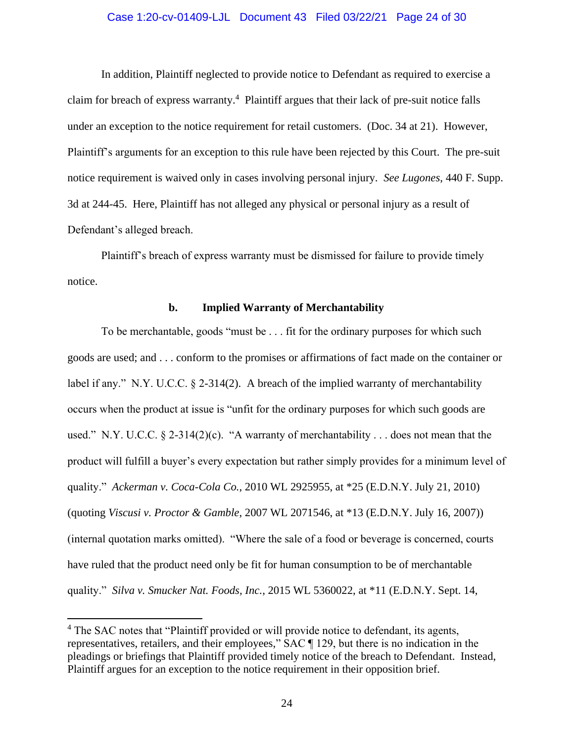In addition, Plaintiff neglected to provide notice to Defendant as required to exercise a claim for breach of express warranty.[4] Plaintiff argues that their lack of pre-suit notice falls under an exception to the notice requirement for retail customers. (Doc. 34 at 21). However, Plaintiff's arguments for an exception to this rule have been rejected by this Court. The pre-suit notice requirement is waived only in cases involving personal injury. *See Lugones*, 440 F. Supp. 3d at 244-45. Here, Plaintiff has not alleged any physical or personal injury as a result of Defendant's alleged breach.

Plaintiff's breach of express warranty must be dismissed for failure to provide timely notice.

**b. Implied Warranty of Merchantability**

To be merchantable, goods "must be . . . fit for the ordinary purposes for which such goods are used; and . . . conform to the promises or affirmations of fact made on the container or label if any." N.Y. U.C.C. § 2-314(2). A breach of the implied warranty of merchantability occurs when the product at issue is "unfit for the ordinary purposes for which such goods are used." N.Y. U.C.C. § 2-314(2)(c). "A warranty of merchantability . . . does not mean that the product will fulfill a buyer's every expectation but rather simply provides for a minimum level of quality." *Ackerman v. Coca-Cola Co.*, 2010 WL 2925955, at *25 (E.D.N.Y. July 21, 2010) (quoting *Viscusi v. Proctor & Gamble*, 2007 WL 2071546, at *13 (E.D.N.Y. July 16, 2007)) (internal quotation marks omitted). "Where the sale of a food or beverage is concerned, courts have ruled that the product need only be fit for human consumption to be of merchantable quality." *Silva v. Smucker Nat. Foods, Inc.*, 2015 WL 5360022, at *11 (E.D.N.Y. Sept. 14,

[4] The SAC notes that "Plaintiff provided or will provide notice to defendant, its agents, representatives, retailers, and their employees," SAC ¶ 129, but there is no indication in the pleadings or briefings that Plaintiff provided timely notice of the breach to Defendant. Instead, Plaintiff argues for an exception to the notice requirement in their opposition brief.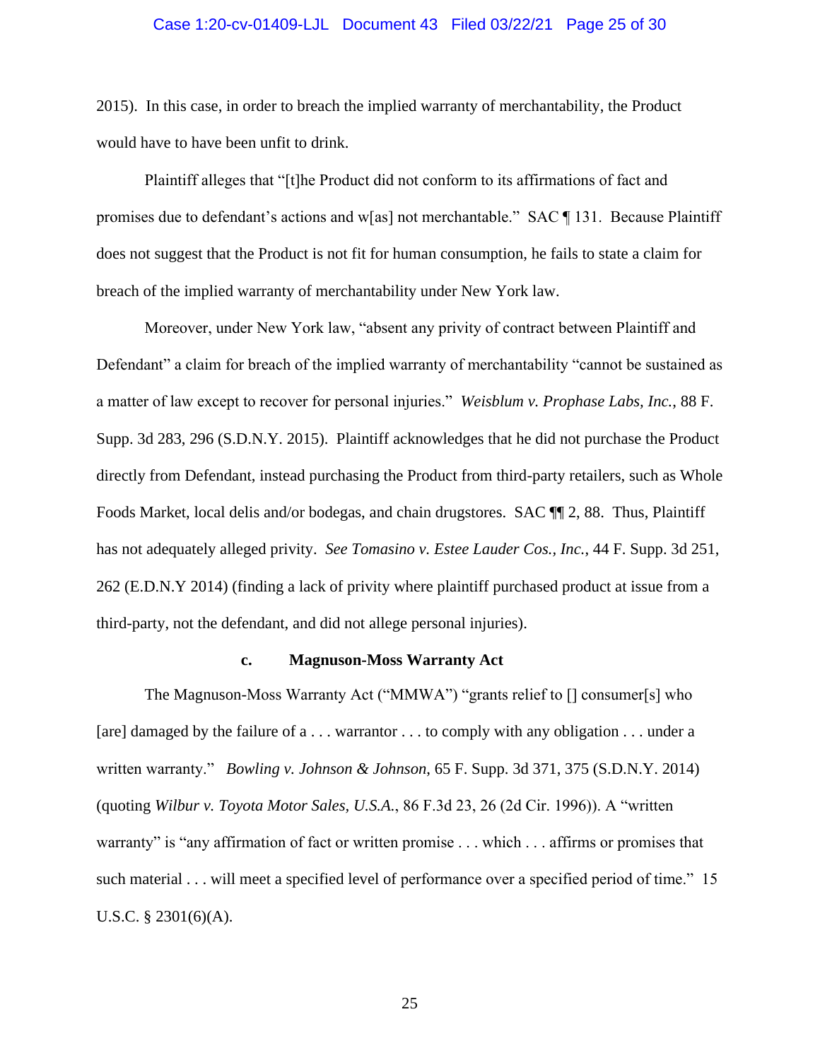2015). In this case, in order to breach the implied warranty of merchantability, the Product would have to have been unfit to drink.

Plaintiff alleges that "[t]he Product did not conform to its affirmations of fact and promises due to defendant's actions and w[as] not merchantable." SAC ¶ 131. Because Plaintiff does not suggest that the Product is not fit for human consumption, he fails to state a claim for breach of the implied warranty of merchantability under New York law.

Moreover, under New York law, "absent any privity of contract between Plaintiff and Defendant" a claim for breach of the implied warranty of merchantability "cannot be sustained as a matter of law except to recover for personal injuries." *Weisblum v. Prophase Labs, Inc.*, 88 F. Supp. 3d 283, 296 (S.D.N.Y. 2015). Plaintiff acknowledges that he did not purchase the Product directly from Defendant, instead purchasing the Product from third-party retailers, such as Whole Foods Market, local delis and/or bodegas, and chain drugstores. SAC ¶¶ 2, 88. Thus, Plaintiff has not adequately alleged privity. *See Tomasino v. Estee Lauder Cos., Inc.*, 44 F. Supp. 3d 251, 262 (E.D.N.Y 2014) (finding a lack of privity where plaintiff purchased product at issue from a third-party, not the defendant, and did not allege personal injuries).

**c. Magnuson-Moss Warranty Act**

The Magnuson-Moss Warranty Act ("MMWA") "grants relief to [] consumer[s] who [are] damaged by the failure of a . . . warrantor . . . to comply with any obligation . . . under a written warranty." *Bowling v. Johnson & Johnson*, 65 F. Supp. 3d 371, 375 (S.D.N.Y. 2014) (quoting *Wilbur v. Toyota Motor Sales, U.S.A.*, 86 F.3d 23, 26 (2d Cir. 1996)). A "written warranty" is "any affirmation of fact or written promise . . . which . . . affirms or promises that such material . . . will meet a specified level of performance over a specified period of time." 15 U.S.C. § 2301(6)(A).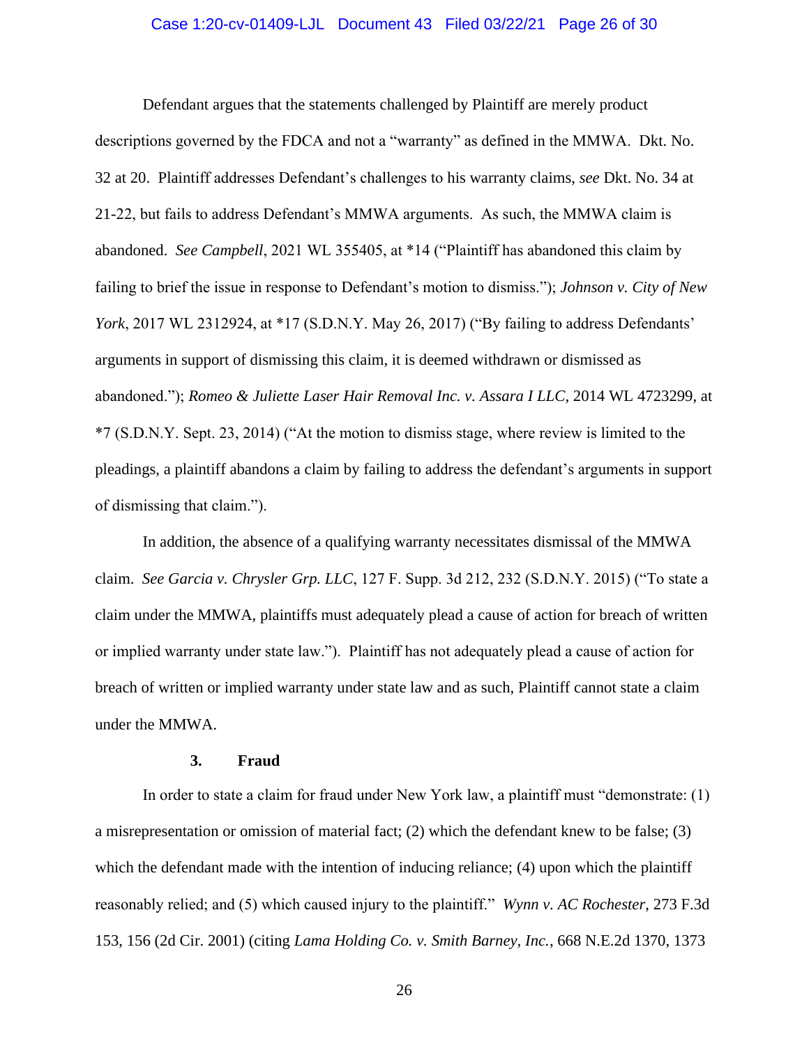Defendant argues that the statements challenged by Plaintiff are merely product descriptions governed by the FDCA and not a "warranty" as defined in the MMWA. Dkt. No. 32 at 20. Plaintiff addresses Defendant's challenges to his warranty claims, *see* Dkt. No. 34 at 21-22, but fails to address Defendant's MMWA arguments. As such, the MMWA claim is abandoned. *See Campbell*, 2021 WL 355405, at *14 ("Plaintiff has abandoned this claim by failing to brief the issue in response to Defendant's motion to dismiss."); *Johnson v. City of New York*, 2017 WL 2312924, at *17 (S.D.N.Y. May 26, 2017) ("By failing to address Defendants' arguments in support of dismissing this claim, it is deemed withdrawn or dismissed as abandoned."); *Romeo & Juliette Laser Hair Removal Inc. v. Assara I LLC*, 2014 WL 4723299, at *7 (S.D.N.Y. Sept. 23, 2014) ("At the motion to dismiss stage, where review is limited to the pleadings, a plaintiff abandons a claim by failing to address the defendant's arguments in support of dismissing that claim.").

In addition, the absence of a qualifying warranty necessitates dismissal of the MMWA claim. *See Garcia v. Chrysler Grp. LLC*, 127 F. Supp. 3d 212, 232 (S.D.N.Y. 2015) ("To state a claim under the MMWA, plaintiffs must adequately plead a cause of action for breach of written or implied warranty under state law."). Plaintiff has not adequately plead a cause of action for breach of written or implied warranty under state law and as such, Plaintiff cannot state a claim under the MMWA.

### 3. Fraud

In order to state a claim for fraud under New York law, a plaintiff must "demonstrate: (1) a misrepresentation or omission of material fact; (2) which the defendant knew to be false; (3) which the defendant made with the intention of inducing reliance; (4) upon which the plaintiff reasonably relied; and (5) which caused injury to the plaintiff." *Wynn v. AC Rochester*, 273 F.3d 153, 156 (2d Cir. 2001) (citing *Lama Holding Co. v. Smith Barney, Inc.*, 668 N.E.2d 1370, 1373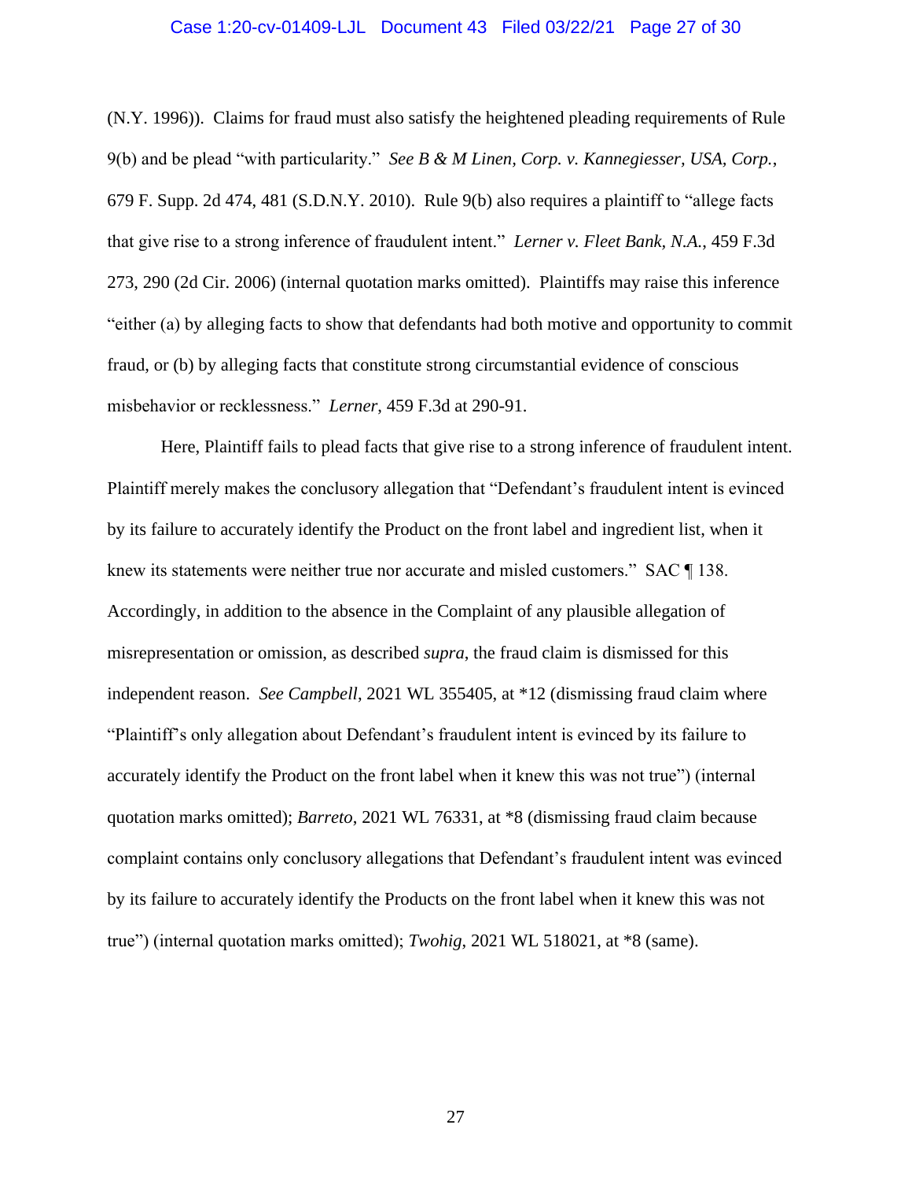(N.Y. 1996)). Claims for fraud must also satisfy the heightened pleading requirements of Rule 9(b) and be plead "with particularity." *See B & M Linen, Corp. v. Kannegiesser, USA, Corp.*, 679 F. Supp. 2d 474, 481 (S.D.N.Y. 2010). Rule 9(b) also requires a plaintiff to "allege facts that give rise to a strong inference of fraudulent intent." *Lerner v. Fleet Bank, N.A.*, 459 F.3d 273, 290 (2d Cir. 2006) (internal quotation marks omitted). Plaintiffs may raise this inference "either (a) by alleging facts to show that defendants had both motive and opportunity to commit fraud, or (b) by alleging facts that constitute strong circumstantial evidence of conscious misbehavior or recklessness." *Lerner*, 459 F.3d at 290-91.

Here, Plaintiff fails to plead facts that give rise to a strong inference of fraudulent intent. Plaintiff merely makes the conclusory allegation that "Defendant's fraudulent intent is evinced by its failure to accurately identify the Product on the front label and ingredient list, when it knew its statements were neither true nor accurate and misled customers." SAC ¶ 138. Accordingly, in addition to the absence in the Complaint of any plausible allegation of misrepresentation or omission, as described *supra*, the fraud claim is dismissed for this independent reason. *See Campbell*, 2021 WL 355405, at *12 (dismissing fraud claim where "Plaintiff's only allegation about Defendant's fraudulent intent is evinced by its failure to accurately identify the Product on the front label when it knew this was not true") (internal quotation marks omitted); *Barreto*, 2021 WL 76331, at *8 (dismissing fraud claim because complaint contains only conclusory allegations that Defendant's fraudulent intent was evinced by its failure to accurately identify the Products on the front label when it knew this was not true") (internal quotation marks omitted); *Twohig*, 2021 WL 518021, at *8 (same).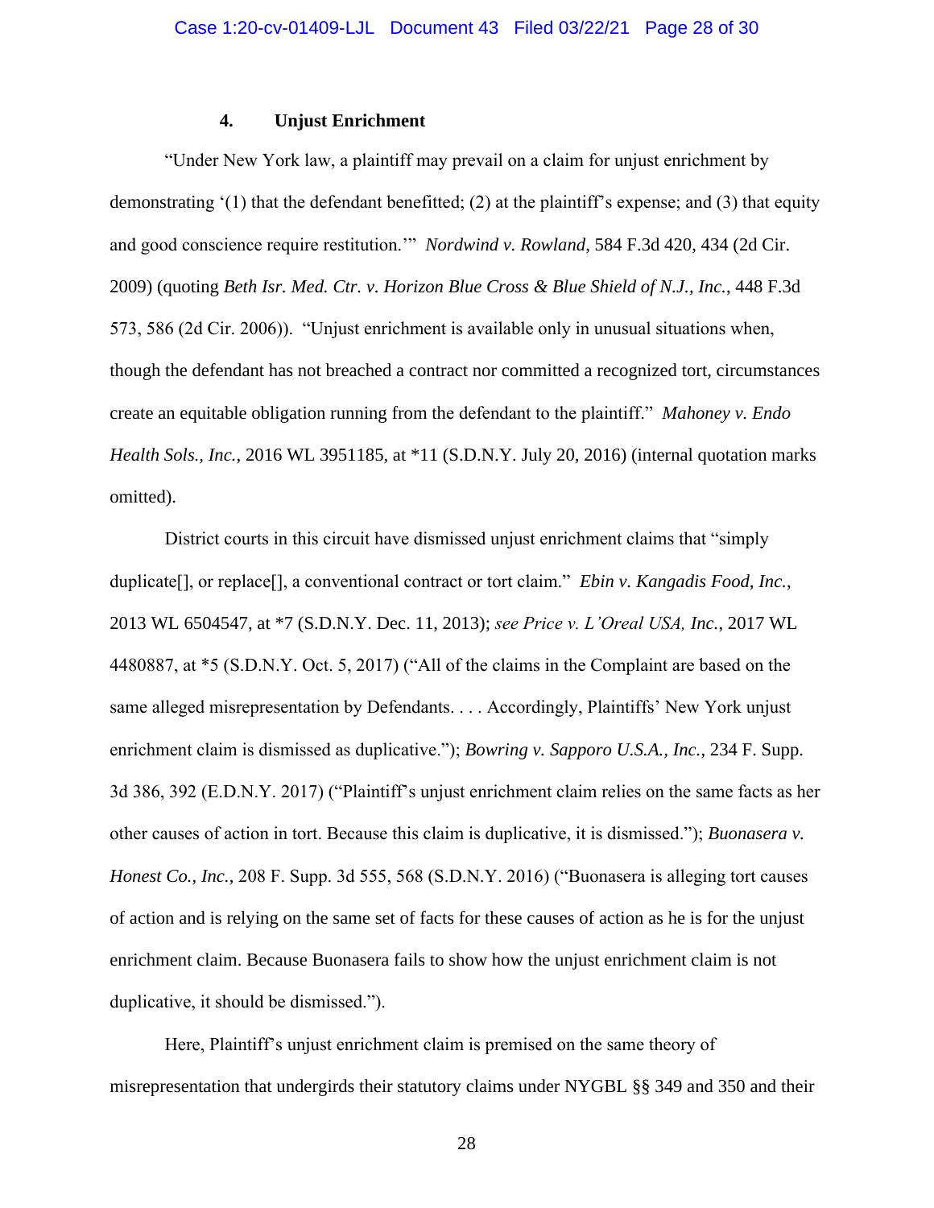#### 4. Unjust Enrichment

"Under New York law, a plaintiff may prevail on a claim for unjust enrichment by demonstrating '(1) that the defendant benefitted; (2) at the plaintiff's expense; and (3) that equity and good conscience require restitution.'" *Nordwind v. Rowland*, 584 F.3d 420, 434 (2d Cir. 2009) (quoting *Beth Isr. Med. Ctr. v. Horizon Blue Cross & Blue Shield of N.J., Inc.*, 448 F.3d 573, 586 (2d Cir. 2006)). "Unjust enrichment is available only in unusual situations when, though the defendant has not breached a contract nor committed a recognized tort, circumstances create an equitable obligation running from the defendant to the plaintiff." *Mahoney v. Endo Health Sols., Inc.*, 2016 WL 3951185, at *11 (S.D.N.Y. July 20, 2016) (internal quotation marks omitted).

District courts in this circuit have dismissed unjust enrichment claims that "simply duplicate[], or replace[], a conventional contract or tort claim." *Ebin v. Kangadis Food, Inc.*, 2013 WL 6504547, at *7 (S.D.N.Y. Dec. 11, 2013); *see Price v. L'Oreal USA, Inc.*, 2017 WL 4480887, at *5 (S.D.N.Y. Oct. 5, 2017) ("All of the claims in the Complaint are based on the same alleged misrepresentation by Defendants. . . . Accordingly, Plaintiffs' New York unjust enrichment claim is dismissed as duplicative."); *Bowring v. Sapporo U.S.A., Inc.*, 234 F. Supp. 3d 386, 392 (E.D.N.Y. 2017) ("Plaintiff's unjust enrichment claim relies on the same facts as her other causes of action in tort. Because this claim is duplicative, it is dismissed."); *Buonasera v. Honest Co., Inc.*, 208 F. Supp. 3d 555, 568 (S.D.N.Y. 2016) ("Buonasera is alleging tort causes of action and is relying on the same set of facts for these causes of action as he is for the unjust enrichment claim. Because Buonasera fails to show how the unjust enrichment claim is not duplicative, it should be dismissed.").

Here, Plaintiff's unjust enrichment claim is premised on the same theory of misrepresentation that undergirds their statutory claims under NYGBL §§ 349 and 350 and their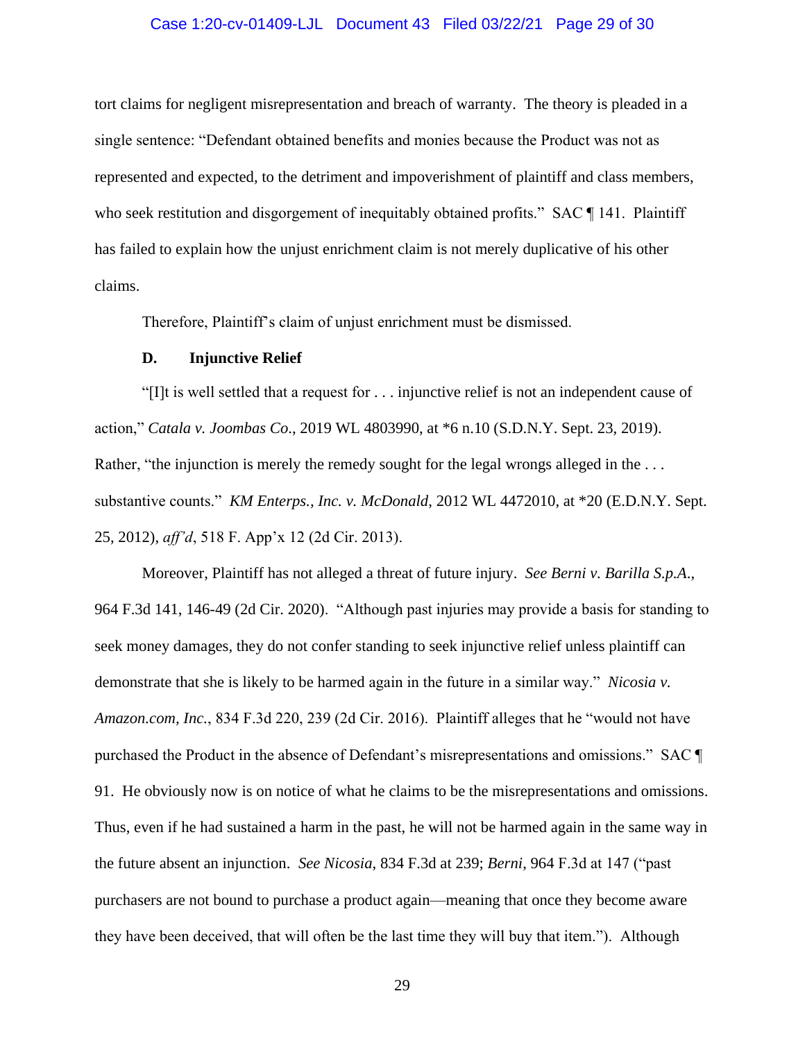tort claims for negligent misrepresentation and breach of warranty. The theory is pleaded in a single sentence: "Defendant obtained benefits and monies because the Product was not as represented and expected, to the detriment and impoverishment of plaintiff and class members, who seek restitution and disgorgement of inequitably obtained profits." SAC ¶ 141. Plaintiff has failed to explain how the unjust enrichment claim is not merely duplicative of his other claims.

Therefore, Plaintiff's claim of unjust enrichment must be dismissed.

**D. Injunctive Relief**

"[I]t is well settled that a request for . . . injunctive relief is not an independent cause of action," *Catala v. Joombas Co*., 2019 WL 4803990, at *6 n.10 (S.D.N.Y. Sept. 23, 2019). Rather, "the injunction is merely the remedy sought for the legal wrongs alleged in the . . . substantive counts." *KM Enterps., Inc. v. McDonald*, 2012 WL 4472010, at *20 (E.D.N.Y. Sept. 25, 2012), *aff'd*, 518 F. App'x 12 (2d Cir. 2013).

Moreover, Plaintiff has not alleged a threat of future injury. *See Berni v. Barilla S.p.A*., 964 F.3d 141, 146-49 (2d Cir. 2020). "Although past injuries may provide a basis for standing to seek money damages, they do not confer standing to seek injunctive relief unless plaintiff can demonstrate that she is likely to be harmed again in the future in a similar way." *Nicosia v. Amazon.com, Inc.*, 834 F.3d 220, 239 (2d Cir. 2016). Plaintiff alleges that he "would not have purchased the Product in the absence of Defendant's misrepresentations and omissions." SAC ¶ 91. He obviously now is on notice of what he claims to be the misrepresentations and omissions. Thus, even if he had sustained a harm in the past, he will not be harmed again in the same way in the future absent an injunction. *See Nicosia*, 834 F.3d at 239; *Berni*, 964 F.3d at 147 ("past purchasers are not bound to purchase a product again—meaning that once they become aware they have been deceived, that will often be the last time they will buy that item."). Although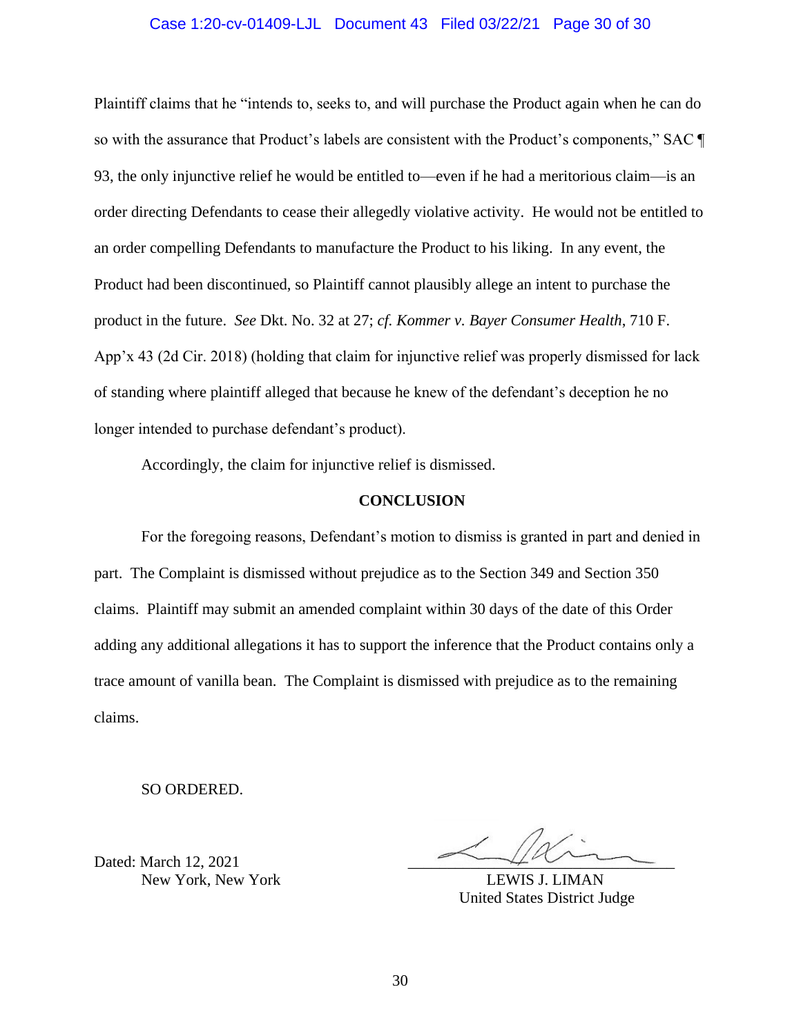Plaintiff claims that he "intends to, seeks to, and will purchase the Product again when he can do so with the assurance that Product's labels are consistent with the Product's components," SAC ¶ 93, the only injunctive relief he would be entitled to—even if he had a meritorious claim—is an order directing Defendants to cease their allegedly violative activity. He would not be entitled to an order compelling Defendants to manufacture the Product to his liking. In any event, the Product had been discontinued, so Plaintiff cannot plausibly allege an intent to purchase the product in the future. *See* Dkt. No. 32 at 27; *cf. Kommer v. Bayer Consumer Health*, 710 F. App'x 43 (2d Cir. 2018) (holding that claim for injunctive relief was properly dismissed for lack of standing where plaintiff alleged that because he knew of the defendant's deception he no longer intended to purchase defendant's product).

Accordingly, the claim for injunctive relief is dismissed.

**CONCLUSION**

For the foregoing reasons, Defendant's motion to dismiss is granted in part and denied in part. The Complaint is dismissed without prejudice as to the Section 349 and Section 350 claims. Plaintiff may submit an amended complaint within 30 days of the date of this Order adding any additional allegations it has to support the inference that the Product contains only a trace amount of vanilla bean. The Complaint is dismissed with prejudice as to the remaining claims.

SO ORDERED.

Dated: March 12, 2021
New York, New York

LEWIS J. LIMAN
United States District Judge